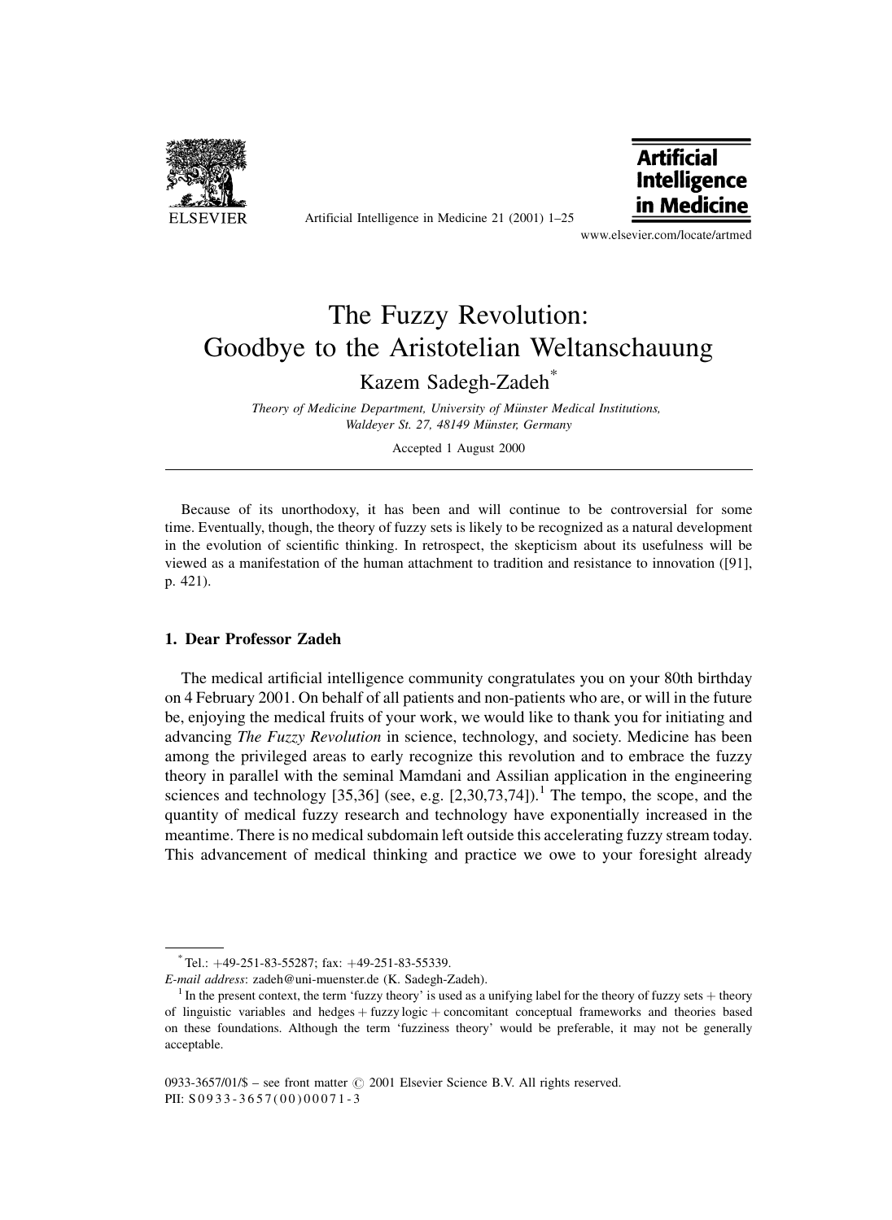# The Fuzzy Revolution: Goodbye to the Aristotelian Weltanschauung

Kazem Sadegh-Zadeh*

*Theory of Medicine Department, University of Münster Medical Institutions, Waldeyer St. 27, 48149 Münster, Germany*

Accepted 1 August 2000

---

Because of its unorthodoxy, it has been and will continue to be controversial for some time. Eventually, though, the theory of fuzzy sets is likely to be recognized as a natural development in the evolution of scientific thinking. In retrospect, the skepticism about its usefulness will be viewed as a manifestation of the human attachment to tradition and resistance to innovation ([91], p. 421).

## 1. Dear Professor Zadeh

The medical artificial intelligence community congratulates you on your 80th birthday on 4 February 2001. On behalf of all patients and non-patients who are, or will in the future be, enjoying the medical fruits of your work, we would like to thank you for initiating and advancing *The Fuzzy Revolution* in science, technology, and society. Medicine has been among the privileged areas to early recognize this revolution and to embrace the fuzzy theory in parallel with the seminal Mamdani and Assilian application in the engineering sciences and technology [35,36] (see, e.g. [2,30,73,74]).[1] The tempo, the scope, and the quantity of medical fuzzy research and technology have exponentially increased in the meantime. There is no medical subdomain left outside this accelerating fuzzy stream today. This advancement of medical thinking and practice we owe to your foresight already

---

* Tel.: +49-251-83-55287; fax: +49-251-83-55339.

*E-mail address*: zadeh@uni-muenster.de (K. Sadegh-Zadeh).

[1] In the present context, the term 'fuzzy theory' is used as a unifying label for the theory of fuzzy sets + theory of linguistic variables and hedges + fuzzy logic + concomitant conceptual frameworks and theories based on these foundations. Although the term 'fuzziness theory' would be preferable, it may not be generally acceptable.

0933-3657/01/$ – see front matter © 2001 Elsevier Science B.V. All rights reserved.
PII: S0933-3657(00)00071-3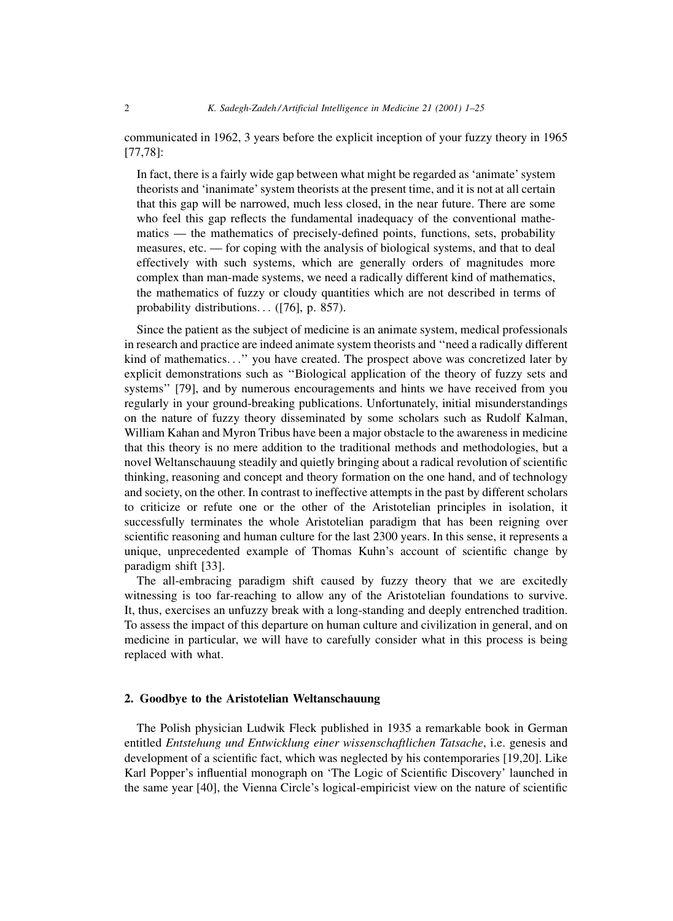communicated in 1962, 3 years before the explicit inception of your fuzzy theory in 1965 [77,78]:

> In fact, there is a fairly wide gap between what might be regarded as 'animate' system theorists and 'inanimate' system theorists at the present time, and it is not at all certain that this gap will be narrowed, much less closed, in the near future. There are some who feel this gap reflects the fundamental inadequacy of the conventional mathematics — the mathematics of precisely-defined points, functions, sets, probability measures, etc. — for coping with the analysis of biological systems, and that to deal effectively with such systems, which are generally orders of magnitudes more complex than man-made systems, we need a radically different kind of mathematics, the mathematics of fuzzy or cloudy quantities which are not described in terms of probability distributions... ([76], p. 857).

Since the patient as the subject of medicine is an animate system, medical professionals in research and practice are indeed animate system theorists and "need a radically different kind of mathematics..." you have created. The prospect above was concretized later by explicit demonstrations such as "Biological application of the theory of fuzzy sets and systems" [79], and by numerous encouragements and hints we have received from you regularly in your ground-breaking publications. Unfortunately, initial misunderstandings on the nature of fuzzy theory disseminated by some scholars such as Rudolf Kalman, William Kahan and Myron Tribus have been a major obstacle to the awareness in medicine that this theory is no mere addition to the traditional methods and methodologies, but a novel Weltanschauung steadily and quietly bringing about a radical revolution of scientific thinking, reasoning and concept and theory formation on the one hand, and of technology and society, on the other. In contrast to ineffective attempts in the past by different scholars to criticize or refute one or the other of the Aristotelian principles in isolation, it successfully terminates the whole Aristotelian paradigm that has been reigning over scientific reasoning and human culture for the last 2300 years. In this sense, it represents a unique, unprecedented example of Thomas Kuhn's account of scientific change by paradigm shift [33].

The all-embracing paradigm shift caused by fuzzy theory that we are excitedly witnessing is too far-reaching to allow any of the Aristotelian foundations to survive. It, thus, exercises an unfuzzy break with a long-standing and deeply entrenched tradition. To assess the impact of this departure on human culture and civilization in general, and on medicine in particular, we will have to carefully consider what in this process is being replaced with what.

## 2. Goodbye to the Aristotelian Weltanschauung

The Polish physician Ludwik Fleck published in 1935 a remarkable book in German entitled *Entstehung und Entwicklung einer wissenschaftlichen Tatsache*, i.e. genesis and development of a scientific fact, which was neglected by his contemporaries [19,20]. Like Karl Popper's influential monograph on 'The Logic of Scientific Discovery' launched in the same year [40], the Vienna Circle's logical-empiricist view on the nature of scientific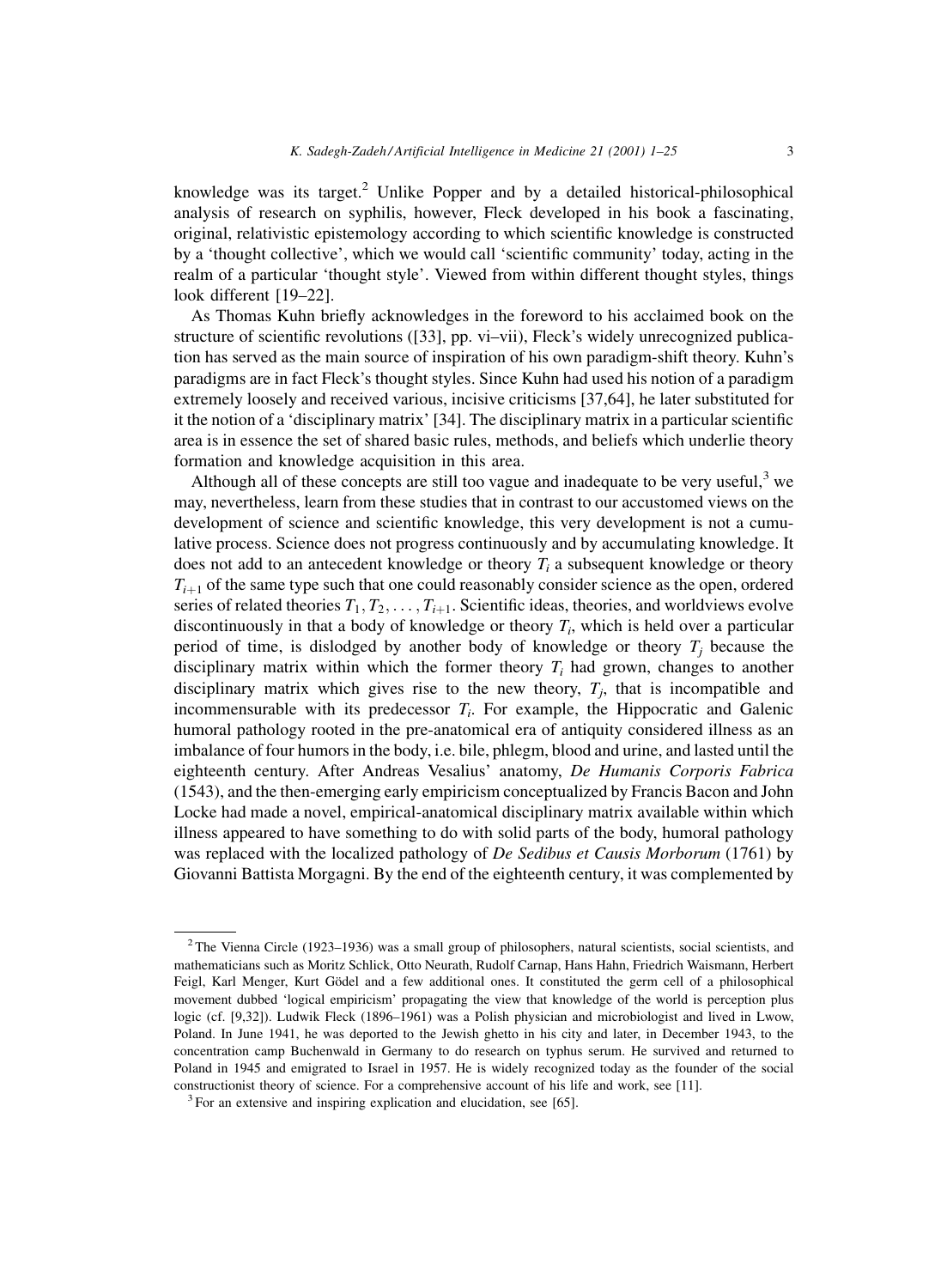knowledge was its target.[2] Unlike Popper and by a detailed historical-philosophical analysis of research on syphilis, however, Fleck developed in his book a fascinating, original, relativistic epistemology according to which scientific knowledge is constructed by a 'thought collective', which we would call 'scientific community' today, acting in the realm of a particular 'thought style'. Viewed from within different thought styles, things look different [19–22].

As Thomas Kuhn briefly acknowledges in the foreword to his acclaimed book on the structure of scientific revolutions ([33], pp. vi–vii), Fleck's widely unrecognized publication has served as the main source of inspiration of his own paradigm-shift theory. Kuhn's paradigms are in fact Fleck's thought styles. Since Kuhn had used his notion of a paradigm extremely loosely and received various, incisive criticisms [37,64], he later substituted for it the notion of a 'disciplinary matrix' [34]. The disciplinary matrix in a particular scientific area is in essence the set of shared basic rules, methods, and beliefs which underlie theory formation and knowledge acquisition in this area.

Although all of these concepts are still too vague and inadequate to be very useful,[3] we may, nevertheless, learn from these studies that in contrast to our accustomed views on the development of science and scientific knowledge, this very development is not a cumulative process. Science does not progress continuously and by accumulating knowledge. It does not add to an antecedent knowledge or theory $T_i$ a subsequent knowledge or theory $T_{i+1}$ of the same type such that one could reasonably consider science as the open, ordered series of related theories $T_1, T_2, \ldots, T_{i+1}$. Scientific ideas, theories, and worldviews evolve discontinuously in that a body of knowledge or theory $T_i$, which is held over a particular period of time, is dislodged by another body of knowledge or theory $T_j$ because the disciplinary matrix within which the former theory $T_i$ had grown, changes to another disciplinary matrix which gives rise to the new theory, $T_j$, that is incompatible and incommensurable with its predecessor $T_i$. For example, the Hippocratic and Galenic humoral pathology rooted in the pre-anatomical era of antiquity considered illness as an imbalance of four humors in the body, i.e. bile, phlegm, blood and urine, and lasted until the eighteenth century. After Andreas Vesalius' anatomy, *De Humanis Corporis Fabrica* (1543), and the then-emerging early empiricism conceptualized by Francis Bacon and John Locke had made a novel, empirical-anatomical disciplinary matrix available within which illness appeared to have something to do with solid parts of the body, humoral pathology was replaced with the localized pathology of *De Sedibus et Causis Morborum* (1761) by Giovanni Battista Morgagni. By the end of the eighteenth century, it was complemented by

---

[2] The Vienna Circle (1923–1936) was a small group of philosophers, natural scientists, social scientists, and mathematicians such as Moritz Schlick, Otto Neurath, Rudolf Carnap, Hans Hahn, Friedrich Waismann, Herbert Feigl, Karl Menger, Kurt Gödel and a few additional ones. It constituted the germ cell of a philosophical movement dubbed 'logical empiricism' propagating the view that knowledge of the world is perception plus logic (cf. [9,32]). Ludwik Fleck (1896–1961) was a Polish physician and microbiologist and lived in Lwow, Poland. In June 1941, he was deported to the Jewish ghetto in his city and later, in December 1943, to the concentration camp Buchenwald in Germany to do research on typhus serum. He survived and returned to Poland in 1945 and emigrated to Israel in 1957. He is widely recognized today as the founder of the social constructionist theory of science. For a comprehensive account of his life and work, see [11].

[3] For an extensive and inspiring explication and elucidation, see [65].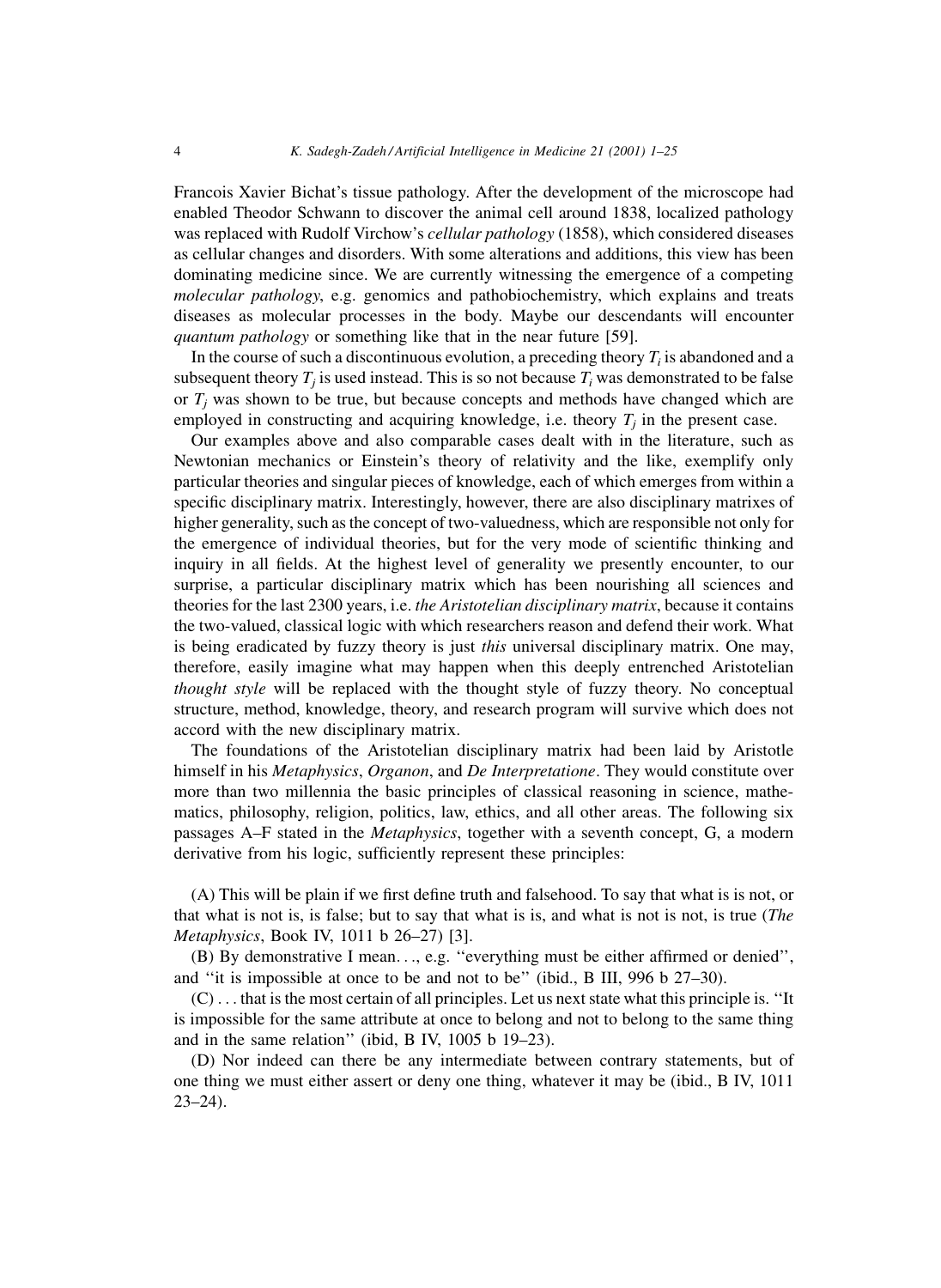Francois Xavier Bichat's tissue pathology. After the development of the microscope had enabled Theodor Schwann to discover the animal cell around 1838, localized pathology was replaced with Rudolf Virchow's *cellular pathology* (1858), which considered diseases as cellular changes and disorders. With some alterations and additions, this view has been dominating medicine since. We are currently witnessing the emergence of a competing *molecular pathology*, e.g. genomics and pathobiochemistry, which explains and treats diseases as molecular processes in the body. Maybe our descendants will encounter *quantum pathology* or something like that in the near future [59].

In the course of such a discontinuous evolution, a preceding theory $T_i$ is abandoned and a subsequent theory $T_j$ is used instead. This is so not because $T_i$ was demonstrated to be false or $T_j$ was shown to be true, but because concepts and methods have changed which are employed in constructing and acquiring knowledge, i.e. theory $T_j$ in the present case.

Our examples above and also comparable cases dealt with in the literature, such as Newtonian mechanics or Einstein's theory of relativity and the like, exemplify only particular theories and singular pieces of knowledge, each of which emerges from within a specific disciplinary matrix. Interestingly, however, there are also disciplinary matrixes of higher generality, such as the concept of two-valuedness, which are responsible not only for the emergence of individual theories, but for the very mode of scientific thinking and inquiry in all fields. At the highest level of generality we presently encounter, to our surprise, a particular disciplinary matrix which has been nourishing all sciences and theories for the last 2300 years, i.e. *the Aristotelian disciplinary matrix*, because it contains the two-valued, classical logic with which researchers reason and defend their work. What is being eradicated by fuzzy theory is just *this* universal disciplinary matrix. One may, therefore, easily imagine what may happen when this deeply entrenched Aristotelian *thought style* will be replaced with the thought style of fuzzy theory. No conceptual structure, method, knowledge, theory, and research program will survive which does not accord with the new disciplinary matrix.

The foundations of the Aristotelian disciplinary matrix had been laid by Aristotle himself in his *Metaphysics*, *Organon*, and *De Interpretatione*. They would constitute over more than two millennia the basic principles of classical reasoning in science, mathematics, philosophy, religion, politics, law, ethics, and all other areas. The following six passages A–F stated in the *Metaphysics*, together with a seventh concept, G, a modern derivative from his logic, sufficiently represent these principles:

(A) This will be plain if we first define truth and falsehood. To say that what is is not, or that what is not is, is false; but to say that what is is, and what is not is not, is true (*The Metaphysics*, Book IV, 1011 b 26–27) [3].

(B) By demonstrative I mean..., e.g. "everything must be either affirmed or denied", and "it is impossible at once to be and not to be" (ibid., B III, 996 b 27–30).

(C) ... that is the most certain of all principles. Let us next state what this principle is. "It is impossible for the same attribute at once to belong and not to belong to the same thing and in the same relation" (ibid, B IV, 1005 b 19–23).

(D) Nor indeed can there be any intermediate between contrary statements, but of one thing we must either assert or deny one thing, whatever it may be (ibid., B IV, 1011 23–24).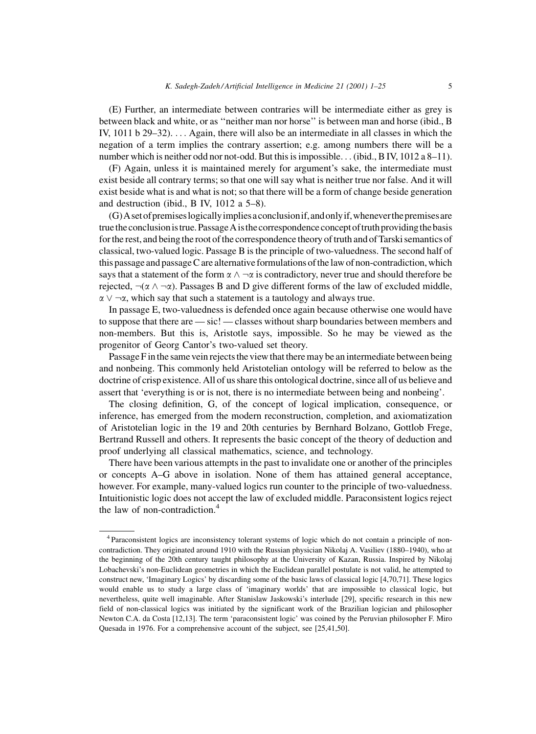(E) Further, an intermediate between contraries will be intermediate either as grey is between black and white, or as ''neither man nor horse'' is between man and horse (ibid., B IV, 1011 b 29–32). . . . Again, there will also be an intermediate in all classes in which the negation of a term implies the contrary assertion; e.g. among numbers there will be a number which is neither odd nor not-odd. But this is impossible. . . (ibid., B IV, 1012 a 8–11).

(F) Again, unless it is maintained merely for argument's sake, the intermediate must exist beside all contrary terms; so that one will say what is neither true nor false. And it will exist beside what is and what is not; so that there will be a form of change beside generation and destruction (ibid., B IV, 1012 a 5–8).

(G) A set of premises logically implies a conclusion if, and only if, whenever the premises are true the conclusion is true. Passage A is the correspondence concept of truth providing the basis for the rest, and being the root of the correspondence theory of truth and of Tarski semantics of classical, two-valued logic. Passage B is the principle of two-valuedness. The second half of this passage and passage C are alternative formulations of the law of non-contradiction, which says that a statement of the form $\alpha \wedge \neg\alpha$ is contradictory, never true and should therefore be rejected, $\neg(\alpha \wedge \neg\alpha)$. Passages B and D give different forms of the law of excluded middle, $\alpha \vee \neg\alpha$, which say that such a statement is a tautology and always true.

In passage E, two-valuedness is defended once again because otherwise one would have to suppose that there are — sic! — classes without sharp boundaries between members and non-members. But this is, Aristotle says, impossible. So he may be viewed as the progenitor of Georg Cantor's two-valued set theory.

Passage F in the same vein rejects the view that there may be an intermediate between being and nonbeing. This commonly held Aristotelian ontology will be referred to below as the doctrine of crisp existence. All of us share this ontological doctrine, since all of us believe and assert that 'everything is or is not, there is no intermediate between being and nonbeing'.

The closing definition, G, of the concept of logical implication, consequence, or inference, has emerged from the modern reconstruction, completion, and axiomatization of Aristotelian logic in the 19 and 20th centuries by Bernhard Bolzano, Gottlob Frege, Bertrand Russell and others. It represents the basic concept of the theory of deduction and proof underlying all classical mathematics, science, and technology.

There have been various attempts in the past to invalidate one or another of the principles or concepts A–G above in isolation. None of them has attained general acceptance, however. For example, many-valued logics run counter to the principle of two-valuedness. Intuitionistic logic does not accept the law of excluded middle. Paraconsistent logics reject the law of non-contradiction.[4]

---

[4] Paraconsistent logics are inconsistency tolerant systems of logic which do not contain a principle of non-contradiction. They originated around 1910 with the Russian physician Nikolaj A. Vasiliev (1880–1940), who at the beginning of the 20th century taught philosophy at the University of Kazan, Russia. Inspired by Nikolaj Lobachevski's non-Euclidean geometries in which the Euclidean parallel postulate is not valid, he attempted to construct new, 'Imaginary Logics' by discarding some of the basic laws of classical logic [4,70,71]. These logics would enable us to study a large class of 'imaginary worlds' that are impossible to classical logic, but nevertheless, quite well imaginable. After Stanislaw Jaskowski's interlude [29], specific research in this new field of non-classical logics was initiated by the significant work of the Brazilian logician and philosopher Newton C.A. da Costa [12,13]. The term 'paraconsistent logic' was coined by the Peruvian philosopher F. Miro Quesada in 1976. For a comprehensive account of the subject, see [25,41,50].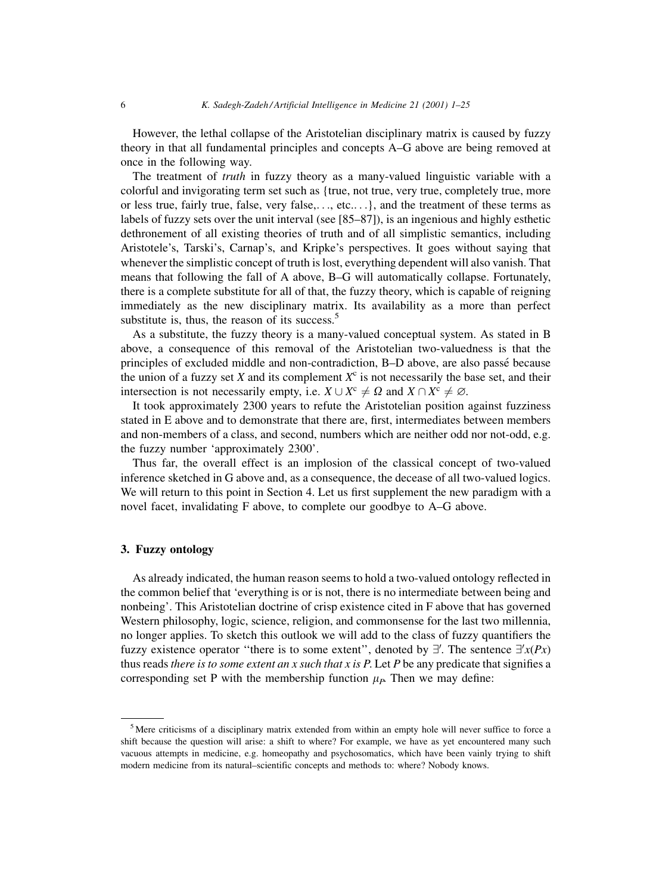However, the lethal collapse of the Aristotelian disciplinary matrix is caused by fuzzy theory in that all fundamental principles and concepts A–G above are being removed at once in the following way.

The treatment of *truth* in fuzzy theory as a many-valued linguistic variable with a colorful and invigorating term set such as {true, not true, very true, completely true, more or less true, fairly true, false, very false,. . ., etc.. . .}, and the treatment of these terms as labels of fuzzy sets over the unit interval (see [85–87]), is an ingenious and highly esthetic dethronement of all existing theories of truth and of all simplistic semantics, including Aristotele's, Tarski's, Carnap's, and Kripke's perspectives. It goes without saying that whenever the simplistic concept of truth is lost, everything dependent will also vanish. That means that following the fall of A above, B–G will automatically collapse. Fortunately, there is a complete substitute for all of that, the fuzzy theory, which is capable of reigning immediately as the new disciplinary matrix. Its availability as a more than perfect substitute is, thus, the reason of its success.[5]

As a substitute, the fuzzy theory is a many-valued conceptual system. As stated in B above, a consequence of this removal of the Aristotelian two-valuedness is that the principles of excluded middle and non-contradiction, B–D above, are also passé because the union of a fuzzy set $X$ and its complement $X^c$ is not necessarily the base set, and their intersection is not necessarily empty, i.e. $X \cup X^c \neq \Omega$ and $X \cap X^c \neq \varnothing$.

It took approximately 2300 years to refute the Aristotelian position against fuzziness stated in E above and to demonstrate that there are, first, intermediates between members and non-members of a class, and second, numbers which are neither odd nor not-odd, e.g. the fuzzy number 'approximately 2300'.

Thus far, the overall effect is an implosion of the classical concept of two-valued inference sketched in G above and, as a consequence, the decease of all two-valued logics. We will return to this point in Section 4. Let us first supplement the new paradigm with a novel facet, invalidating F above, to complete our goodbye to A–G above.

## 3. Fuzzy ontology

As already indicated, the human reason seems to hold a two-valued ontology reflected in the common belief that 'everything is or is not, there is no intermediate between being and nonbeing'. This Aristotelian doctrine of crisp existence cited in F above that has governed Western philosophy, logic, science, religion, and commonsense for the last two millennia, no longer applies. To sketch this outlook we will add to the class of fuzzy quantifiers the fuzzy existence operator "there is to some extent", denoted by $\exists'$. The sentence $\exists' x(Px)$ thus reads *there is to some extent an x such that x is P*. Let $P$ be any predicate that signifies a corresponding set P with the membership function $\mu_P$. Then we may define:

[5] Mere criticisms of a disciplinary matrix extended from within an empty hole will never suffice to force a shift because the question will arise: a shift to where? For example, we have as yet encountered many such vacuous attempts in medicine, e.g. homeopathy and psychosomatics, which have been vainly trying to shift modern medicine from its natural–scientific concepts and methods to: where? Nobody knows.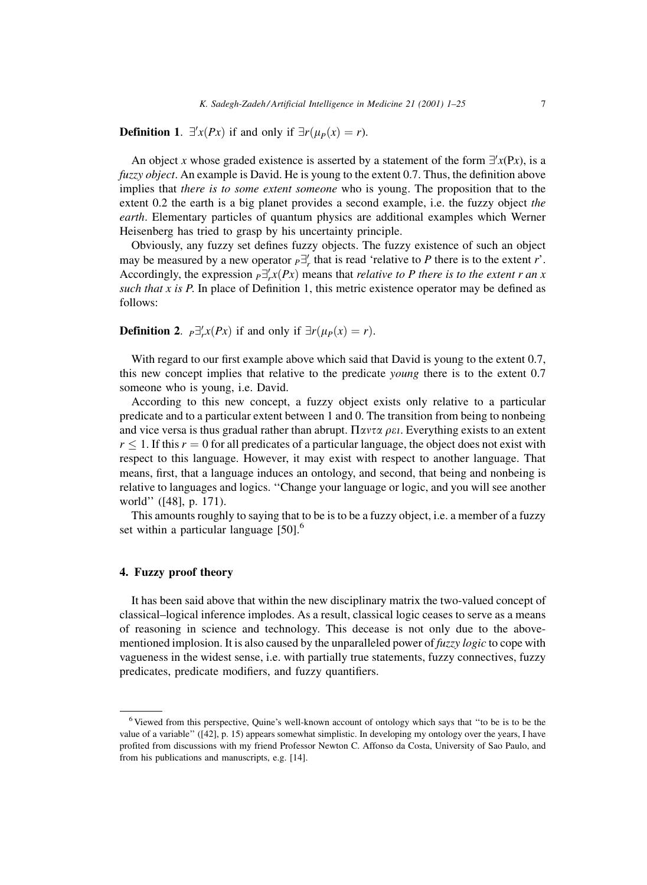**Definition 1**. $\exists' x(Px)$ if and only if $\exists r(\mu_P(x) = r)$.

An object $x$ whose graded existence is asserted by a statement of the form $\exists' x(\mathrm{P}x)$, is a *fuzzy object*. An example is David. He is young to the extent 0.7. Thus, the definition above implies that *there is to some extent someone* who is young. The proposition that to the extent 0.2 the earth is a big planet provides a second example, i.e. the fuzzy object *the earth*. Elementary particles of quantum physics are additional examples which Werner Heisenberg has tried to grasp by his uncertainty principle.

Obviously, any fuzzy set defines fuzzy objects. The fuzzy existence of such an object may be measured by a new operator ${}_P\exists'_r$ that is read 'relative to $P$ there is to the extent $r$'. Accordingly, the expression ${}_P\exists'_r x(Px)$ means that *relative to P there is to the extent r an x such that x is P*. In place of Definition 1, this metric existence operator may be defined as follows:

**Definition 2**. ${}_P\exists'_r x(Px)$ if and only if $\exists r(\mu_P(x) = r)$.

With regard to our first example above which said that David is young to the extent 0.7, this new concept implies that relative to the predicate *young* there is to the extent 0.7 someone who is young, i.e. David.

According to this new concept, a fuzzy object exists only relative to a particular predicate and to a particular extent between 1 and 0. The transition from being to nonbeing and vice versa is thus gradual rather than abrupt. Παντα ρει. Everything exists to an extent $r \leq 1$. If this $r = 0$ for all predicates of a particular language, the object does not exist with respect to this language. However, it may exist with respect to another language. That means, first, that a language induces an ontology, and second, that being and nonbeing is relative to languages and logics. "Change your language or logic, and you will see another world" ([48], p. 171).

This amounts roughly to saying that to be is to be a fuzzy object, i.e. a member of a fuzzy set within a particular language [50].[6]

## 4. Fuzzy proof theory

It has been said above that within the new disciplinary matrix the two-valued concept of classical–logical inference implodes. As a result, classical logic ceases to serve as a means of reasoning in science and technology. This decease is not only due to the above-mentioned implosion. It is also caused by the unparalleled power of *fuzzy logic* to cope with vagueness in the widest sense, i.e. with partially true statements, fuzzy connectives, fuzzy predicates, predicate modifiers, and fuzzy quantifiers.

---

[6] Viewed from this perspective, Quine's well-known account of ontology which says that "to be is to be the value of a variable" ([42], p. 15) appears somewhat simplistic. In developing my ontology over the years, I have profited from discussions with my friend Professor Newton C. Affonso da Costa, University of Sao Paulo, and from his publications and manuscripts, e.g. [14].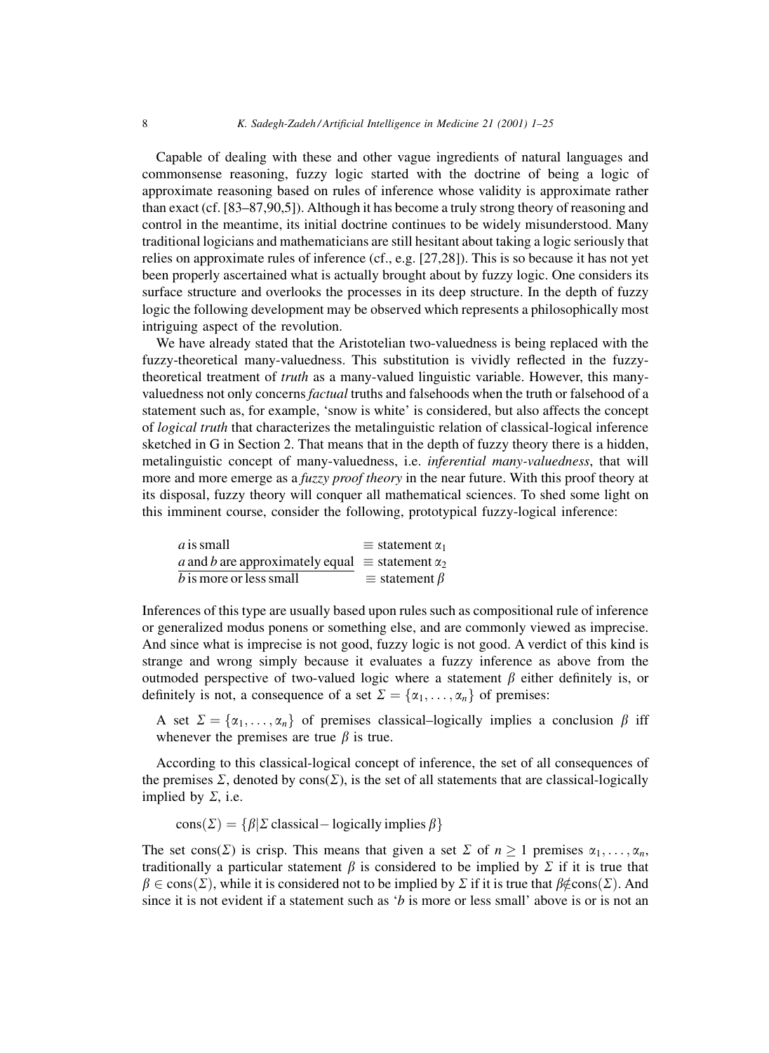Capable of dealing with these and other vague ingredients of natural languages and commonsense reasoning, fuzzy logic started with the doctrine of being a logic of approximate reasoning based on rules of inference whose validity is approximate rather than exact (cf. [83–87,90,5]). Although it has become a truly strong theory of reasoning and control in the meantime, its initial doctrine continues to be widely misunderstood. Many traditional logicians and mathematicians are still hesitant about taking a logic seriously that relies on approximate rules of inference (cf., e.g. [27,28]). This is so because it has not yet been properly ascertained what is actually brought about by fuzzy logic. One considers its surface structure and overlooks the processes in its deep structure. In the depth of fuzzy logic the following development may be observed which represents a philosophically most intriguing aspect of the revolution.

We have already stated that the Aristotelian two-valuedness is being replaced with the fuzzy-theoretical many-valuedness. This substitution is vividly reflected in the fuzzy-theoretical treatment of *truth* as a many-valued linguistic variable. However, this many-valuedness not only concerns *factual* truths and falsehoods when the truth or falsehood of a statement such as, for example, 'snow is white' is considered, but also affects the concept of *logical truth* that characterizes the metalinguistic relation of classical-logical inference sketched in G in Section 2. That means that in the depth of fuzzy theory there is a hidden, metalinguistic concept of many-valuedness, i.e. *inferential many-valuedness*, that will more and more emerge as a *fuzzy proof theory* in the near future. With this proof theory at its disposal, fuzzy theory will conquer all mathematical sciences. To shed some light on this imminent course, consider the following, prototypical fuzzy-logical inference:

| | |
|---|---|
| *a* is small | $\equiv$ statement $\alpha_1$ |
| *a* and *b* are approximately equal | $\equiv$ statement $\alpha_2$ |
| *b* is more or less small | $\equiv$ statement $\beta$ |

Inferences of this type are usually based upon rules such as compositional rule of inference or generalized modus ponens or something else, and are commonly viewed as imprecise. And since what is imprecise is not good, fuzzy logic is not good. A verdict of this kind is strange and wrong simply because it evaluates a fuzzy inference as above from the outmoded perspective of two-valued logic where a statement $\beta$ either definitely is, or definitely is not, a consequence of a set $\Sigma = \{\alpha_1, \ldots, \alpha_n\}$ of premises:

A set $\Sigma = \{\alpha_1, \ldots, \alpha_n\}$ of premises classical–logically implies a conclusion $\beta$ iff whenever the premises are true $\beta$ is true.

According to this classical-logical concept of inference, the set of all consequences of the premises $\Sigma$, denoted by cons($\Sigma$), is the set of all statements that are classical-logically implied by $\Sigma$, i.e.

$$\text{cons}(\Sigma) = \{\beta | \Sigma \text{ classical} - \text{logically implies } \beta\}$$

The set cons($\Sigma$) is crisp. This means that given a set $\Sigma$ of $n \geq 1$ premises $\alpha_1, \ldots, \alpha_n$, traditionally a particular statement $\beta$ is considered to be implied by $\Sigma$ if it is true that $\beta \in \text{cons}(\Sigma)$, while it is considered not to be implied by $\Sigma$ if it is true that $\beta \notin \text{cons}(\Sigma)$. And since it is not evident if a statement such as '*b* is more or less small' above is or is not an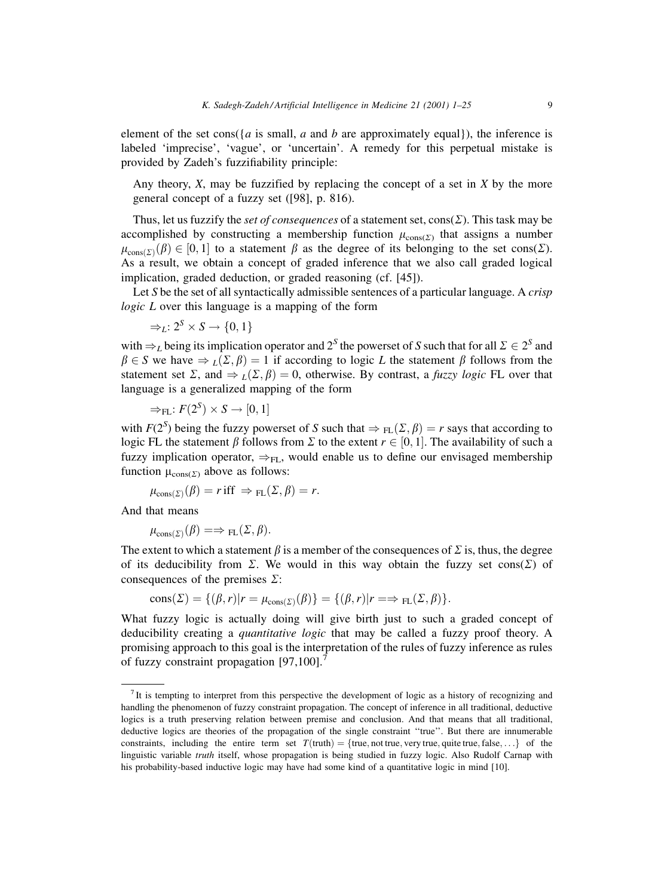element of the set cons({$a$ is small, $a$ and $b$ are approximately equal}), the inference is labeled 'imprecise', 'vague', or 'uncertain'. A remedy for this perpetual mistake is provided by Zadeh's fuzzifiability principle:

> Any theory, $X$, may be fuzzified by replacing the concept of a set in $X$ by the more general concept of a fuzzy set ([98], p. 816).

Thus, let us fuzzify the *set of consequences* of a statement set, cons($\Sigma$). This task may be accomplished by constructing a membership function $\mu_{\text{cons}(\Sigma)}$ that assigns a number $\mu_{\text{cons}(\Sigma)}(\beta) \in [0, 1]$ to a statement $\beta$ as the degree of its belonging to the set cons($\Sigma$). As a result, we obtain a concept of graded inference that we also call graded logical implication, graded deduction, or graded reasoning (cf. [45]).

Let $S$ be the set of all syntactically admissible sentences of a particular language. A *crisp logic L* over this language is a mapping of the form

$$\Rightarrow_L: 2^S \times S \rightarrow \{0, 1\}$$

with $\Rightarrow_L$ being its implication operator and $2^S$ the powerset of $S$ such that for all $\Sigma \in 2^S$ and $\beta \in S$ we have $\Rightarrow_L(\Sigma, \beta) = 1$ if according to logic $L$ the statement $\beta$ follows from the statement set $\Sigma$, and $\Rightarrow_L(\Sigma, \beta) = 0$, otherwise. By contrast, a *fuzzy logic* FL over that language is a generalized mapping of the form

$$\Rightarrow_{\text{FL}}: F(2^S) \times S \rightarrow [0, 1]$$

with $F(2^S)$ being the fuzzy powerset of $S$ such that $\Rightarrow_{\text{FL}}(\Sigma, \beta) = r$ says that according to logic FL the statement $\beta$ follows from $\Sigma$ to the extent $r \in [0, 1]$. The availability of such a fuzzy implication operator, $\Rightarrow_{\text{FL}}$, would enable us to define our envisaged membership function $\mu_{\text{cons}(\Sigma)}$ above as follows:

$$\mu_{\text{cons}(\Sigma)}(\beta) = r \text{ iff } \Rightarrow_{\text{FL}}(\Sigma, \beta) = r.$$

And that means

$$\mu_{\text{cons}(\Sigma)}(\beta) = \Rightarrow_{\text{FL}}(\Sigma, \beta).$$

The extent to which a statement $\beta$ is a member of the consequences of $\Sigma$ is, thus, the degree of its deducibility from $\Sigma$. We would in this way obtain the fuzzy set cons($\Sigma$) of consequences of the premises $\Sigma$:

$$\text{cons}(\Sigma) = \{(\beta, r) | r = \mu_{\text{cons}(\Sigma)}(\beta)\} = \{(\beta, r) | r = \Rightarrow_{\text{FL}}(\Sigma, \beta)\}.$$

What fuzzy logic is actually doing will give birth just to such a graded concept of deducibility creating a *quantitative logic* that may be called a fuzzy proof theory. A promising approach to this goal is the interpretation of the rules of fuzzy inference as rules of fuzzy constraint propagation [97,100].[7]

---

[7] It is tempting to interpret from this perspective the development of logic as a history of recognizing and handling the phenomenon of fuzzy constraint propagation. The concept of inference in all traditional, deductive logics is a truth preserving relation between premise and conclusion. And that means that all traditional, deductive logics are theories of the propagation of the single constraint "true". But there are innumerable constraints, including the entire term set $T(\text{truth}) = \{\text{true}, \text{not true}, \text{very true}, \text{quite true}, \text{false}, \ldots\}$ of the linguistic variable *truth* itself, whose propagation is being studied in fuzzy logic. Also Rudolf Carnap with his probability-based inductive logic may have had some kind of a quantitative logic in mind [10].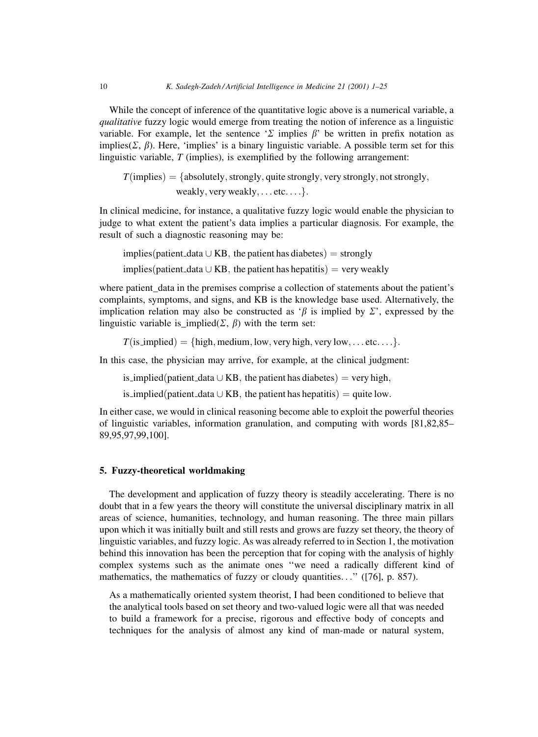While the concept of inference of the quantitative logic above is a numerical variable, a *qualitative* fuzzy logic would emerge from treating the notion of inference as a linguistic variable. For example, let the sentence '$\Sigma$ implies $\beta$' be written in prefix notation as implies($\Sigma$, $\beta$). Here, 'implies' is a binary linguistic variable. A possible term set for this linguistic variable, $T$ (implies), is exemplified by the following arrangement:

$$T(\text{implies}) = \{\text{absolutely, strongly, quite strongly, very strongly, not strongly, weakly, very weakly}, \ldots \text{etc.} \ldots\}.$$

In clinical medicine, for instance, a qualitative fuzzy logic would enable the physician to judge to what extent the patient's data implies a particular diagnosis. For example, the result of such a diagnostic reasoning may be:

$$\text{implies}(\text{patient\_data} \cup \text{KB}, \text{ the patient has diabetes}) = \text{strongly}$$

$$\text{implies}(\text{patient\_data} \cup \text{KB}, \text{ the patient has hepatitis}) = \text{very weakly}$$

where patient_data in the premises comprise a collection of statements about the patient's complaints, symptoms, and signs, and KB is the knowledge base used. Alternatively, the implication relation may also be constructed as '$\beta$ is implied by $\Sigma$', expressed by the linguistic variable is_implied($\Sigma$, $\beta$) with the term set:

$$T(\text{is\_implied}) = \{\text{high, medium, low, very high, very low}, \ldots \text{etc.} \ldots\}.$$

In this case, the physician may arrive, for example, at the clinical judgment:

$$\text{is\_implied}(\text{patient\_data} \cup \text{KB}, \text{ the patient has diabetes}) = \text{very high},$$

$$\text{is\_implied}(\text{patient\_data} \cup \text{KB}, \text{ the patient has hepatitis}) = \text{quite low}.$$

In either case, we would in clinical reasoning become able to exploit the powerful theories of linguistic variables, information granulation, and computing with words [81,82,85–89,95,97,99,100].

## 5. Fuzzy-theoretical worldmaking

The development and application of fuzzy theory is steadily accelerating. There is no doubt that in a few years the theory will constitute the universal disciplinary matrix in all areas of science, humanities, technology, and human reasoning. The three main pillars upon which it was initially built and still rests and grows are fuzzy set theory, the theory of linguistic variables, and fuzzy logic. As was already referred to in Section 1, the motivation behind this innovation has been the perception that for coping with the analysis of highly complex systems such as the animate ones "we need a radically different kind of mathematics, the mathematics of fuzzy or cloudy quantities..." ([76], p. 857).

> As a mathematically oriented system theorist, I had been conditioned to believe that the analytical tools based on set theory and two-valued logic were all that was needed to build a framework for a precise, rigorous and effective body of concepts and techniques for the analysis of almost any kind of man-made or natural system,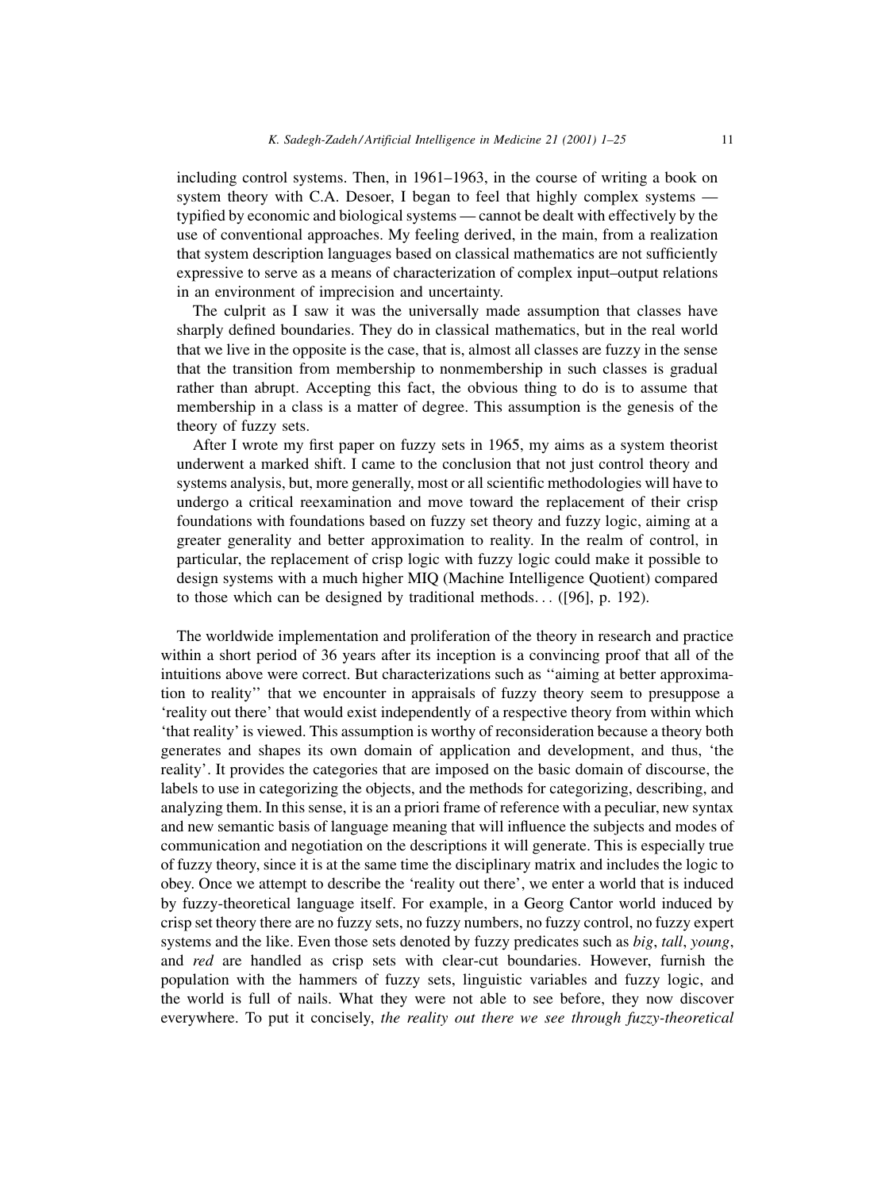including control systems. Then, in 1961–1963, in the course of writing a book on system theory with C.A. Desoer, I began to feel that highly complex systems — typified by economic and biological systems — cannot be dealt with effectively by the use of conventional approaches. My feeling derived, in the main, from a realization that system description languages based on classical mathematics are not sufficiently expressive to serve as a means of characterization of complex input–output relations in an environment of imprecision and uncertainty.

> The culprit as I saw it was the universally made assumption that classes have sharply defined boundaries. They do in classical mathematics, but in the real world that we live in the opposite is the case, that is, almost all classes are fuzzy in the sense that the transition from membership to nonmembership in such classes is gradual rather than abrupt. Accepting this fact, the obvious thing to do is to assume that membership in a class is a matter of degree. This assumption is the genesis of the theory of fuzzy sets.
>
> After I wrote my first paper on fuzzy sets in 1965, my aims as a system theorist underwent a marked shift. I came to the conclusion that not just control theory and systems analysis, but, more generally, most or all scientific methodologies will have to undergo a critical reexamination and move toward the replacement of their crisp foundations with foundations based on fuzzy set theory and fuzzy logic, aiming at a greater generality and better approximation to reality. In the realm of control, in particular, the replacement of crisp logic with fuzzy logic could make it possible to design systems with a much higher MIQ (Machine Intelligence Quotient) compared to those which can be designed by traditional methods... ([96], p. 192).

The worldwide implementation and proliferation of the theory in research and practice within a short period of 36 years after its inception is a convincing proof that all of the intuitions above were correct. But characterizations such as ''aiming at better approximation to reality'' that we encounter in appraisals of fuzzy theory seem to presuppose a 'reality out there' that would exist independently of a respective theory from within which 'that reality' is viewed. This assumption is worthy of reconsideration because a theory both generates and shapes its own domain of application and development, and thus, 'the reality'. It provides the categories that are imposed on the basic domain of discourse, the labels to use in categorizing the objects, and the methods for categorizing, describing, and analyzing them. In this sense, it is an a priori frame of reference with a peculiar, new syntax and new semantic basis of language meaning that will influence the subjects and modes of communication and negotiation on the descriptions it will generate. This is especially true of fuzzy theory, since it is at the same time the disciplinary matrix and includes the logic to obey. Once we attempt to describe the 'reality out there', we enter a world that is induced by fuzzy-theoretical language itself. For example, in a Georg Cantor world induced by crisp set theory there are no fuzzy sets, no fuzzy numbers, no fuzzy control, no fuzzy expert systems and the like. Even those sets denoted by fuzzy predicates such as *big*, *tall*, *young*, and *red* are handled as crisp sets with clear-cut boundaries. However, furnish the population with the hammers of fuzzy sets, linguistic variables and fuzzy logic, and the world is full of nails. What they were not able to see before, they now discover everywhere. To put it concisely, *the reality out there we see through fuzzy-theoretical*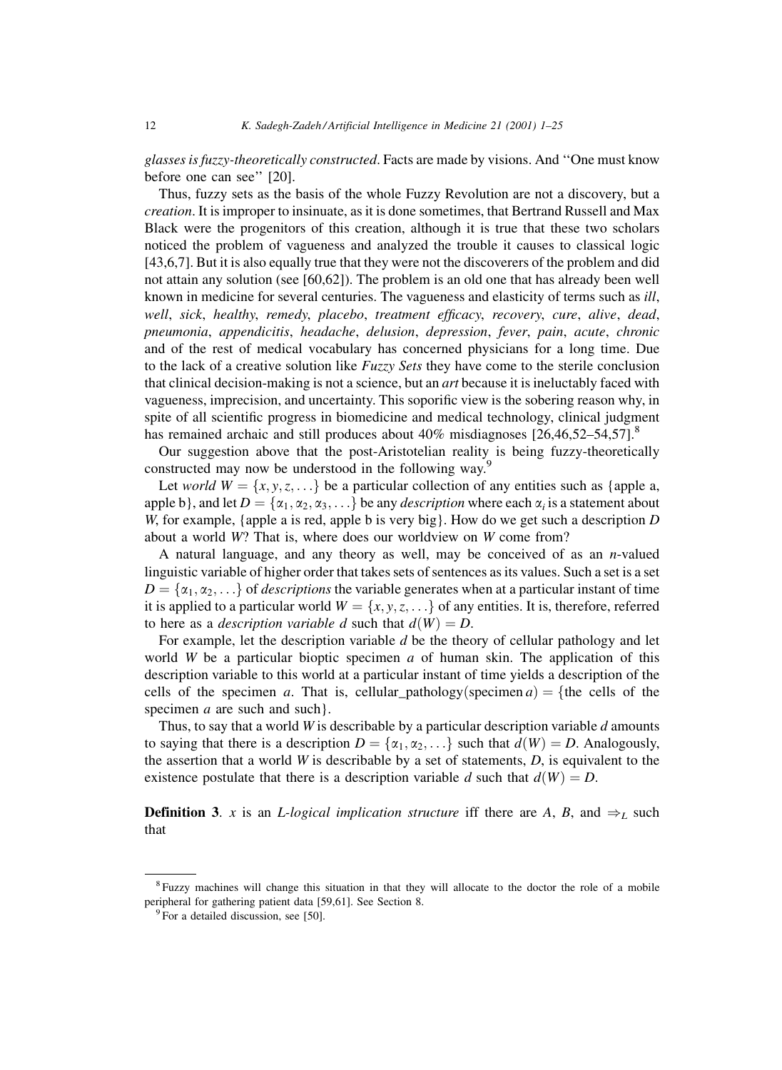*glasses is fuzzy-theoretically constructed*. Facts are made by visions. And ''One must know before one can see'' [20].

Thus, fuzzy sets as the basis of the whole Fuzzy Revolution are not a discovery, but a *creation*. It is improper to insinuate, as it is done sometimes, that Bertrand Russell and Max Black were the progenitors of this creation, although it is true that these two scholars noticed the problem of vagueness and analyzed the trouble it causes to classical logic [43,6,7]. But it is also equally true that they were not the discoverers of the problem and did not attain any solution (see [60,62]). The problem is an old one that has already been well known in medicine for several centuries. The vagueness and elasticity of terms such as *ill*, *well*, *sick*, *healthy*, *remedy*, *placebo*, *treatment efficacy*, *recovery*, *cure*, *alive*, *dead*, *pneumonia*, *appendicitis*, *headache*, *delusion*, *depression*, *fever*, *pain*, *acute*, *chronic* and of the rest of medical vocabulary has concerned physicians for a long time. Due to the lack of a creative solution like *Fuzzy Sets* they have come to the sterile conclusion that clinical decision-making is not a science, but an *art* because it is ineluctably faced with vagueness, imprecision, and uncertainty. This soporific view is the sobering reason why, in spite of all scientific progress in biomedicine and medical technology, clinical judgment has remained archaic and still produces about 40% misdiagnoses [26,46,52–54,57].[8]

Our suggestion above that the post-Aristotelian reality is being fuzzy-theoretically constructed may now be understood in the following way.[9]

Let *world* $W = \{x, y, z, \ldots\}$ be a particular collection of any entities such as {apple a, apple b}, and let $D = \{\alpha_1, \alpha_2, \alpha_3, \ldots\}$ be any *description* where each $\alpha_i$ is a statement about $W$, for example, {apple a is red, apple b is very big}. How do we get such a description $D$ about a world $W$? That is, where does our worldview on $W$ come from?

A natural language, and any theory as well, may be conceived of as an $n$-valued linguistic variable of higher order that takes sets of sentences as its values. Such a set is a set $D = \{\alpha_1, \alpha_2, \ldots\}$ of *descriptions* the variable generates when at a particular instant of time it is applied to a particular world $W = \{x, y, z, \ldots\}$ of any entities. It is, therefore, referred to here as a *description variable* $d$ such that $d(W) = D$.

For example, let the description variable $d$ be the theory of cellular pathology and let world $W$ be a particular bioptic specimen $a$ of human skin. The application of this description variable to this world at a particular instant of time yields a description of the cells of the specimen $a$. That is, cellular_pathology(specimen $a$) = {the cells of the specimen $a$ are such and such}.

Thus, to say that a world $W$ is describable by a particular description variable $d$ amounts to saying that there is a description $D = \{\alpha_1, \alpha_2, \ldots\}$ such that $d(W) = D$. Analogously, the assertion that a world $W$ is describable by a set of statements, $D$, is equivalent to the existence postulate that there is a description variable $d$ such that $d(W) = D$.

**Definition 3**. $x$ is an *L-logical implication structure* iff there are $A$, $B$, and $\Rightarrow_L$ such that

---

[8] Fuzzy machines will change this situation in that they will allocate to the doctor the role of a mobile peripheral for gathering patient data [59,61]. See Section 8.

[9] For a detailed discussion, see [50].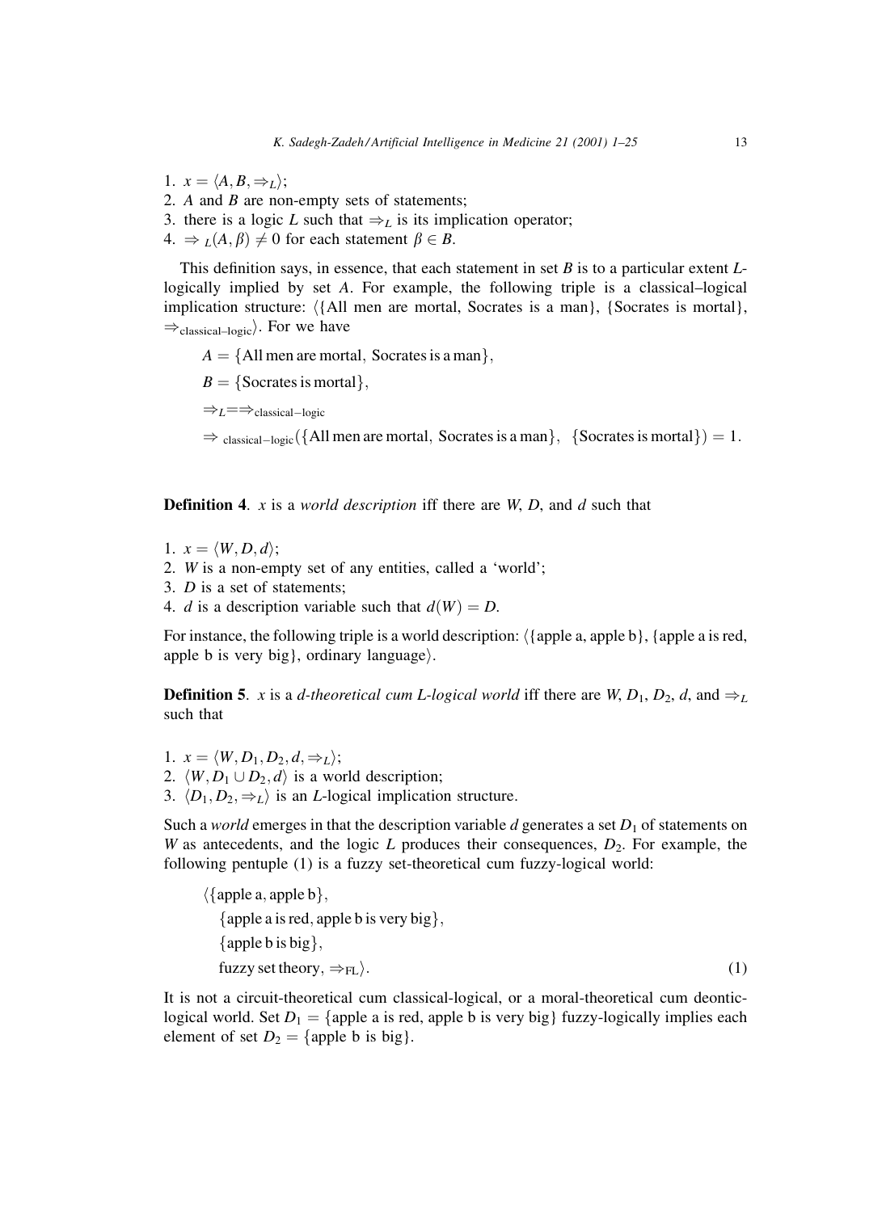1. $x = \langle A, B, \Rightarrow_L \rangle$;
2. $A$ and $B$ are non-empty sets of statements;
3. there is a logic $L$ such that $\Rightarrow_L$ is its implication operator;
4. $\Rightarrow_L(A, \beta) \neq 0$ for each statement $\beta \in B$.

This definition says, in essence, that each statement in set $B$ is to a particular extent $L$-logically implied by set $A$. For example, the following triple is a classical–logical implication structure: $\langle$\{All men are mortal, Socrates is a man\}, \{Socrates is mortal\}, $\Rightarrow_{\text{classical–logic}}\rangle$. For we have

$$A = \{\text{All men are mortal, Socrates is a man}\},$$

$$B = \{\text{Socrates is mortal}\},$$

$$\Rightarrow_L = \Rightarrow_{\text{classical-logic}}$$

$$\Rightarrow_{\text{classical-logic}}(\{\text{All men are mortal, Socrates is a man}\},\ \{\text{Socrates is mortal}\}) = 1.$$

**Definition 4**. $x$ is a *world description* iff there are $W$, $D$, and $d$ such that

1. $x = \langle W, D, d \rangle$;
2. $W$ is a non-empty set of any entities, called a 'world';
3. $D$ is a set of statements;
4. $d$ is a description variable such that $d(W) = D$.

For instance, the following triple is a world description: $\langle$\{apple a, apple b\}, \{apple a is red, apple b is very big\}, ordinary language$\rangle$.

**Definition 5**. $x$ is a *d-theoretical cum L-logical world* iff there are $W$, $D_1$, $D_2$, $d$, and $\Rightarrow_L$ such that

1. $x = \langle W, D_1, D_2, d, \Rightarrow_L \rangle$;
2. $\langle W, D_1 \cup D_2, d \rangle$ is a world description;
3. $\langle D_1, D_2, \Rightarrow_L \rangle$ is an $L$-logical implication structure.

Such a *world* emerges in that the description variable $d$ generates a set $D_1$ of statements on $W$ as antecedents, and the logic $L$ produces their consequences, $D_2$. For example, the following pentuple (1) is a fuzzy set-theoretical cum fuzzy-logical world:

$$\langle\{\text{apple a, apple b}\},$$
$$\{\text{apple a is red, apple b is very big}\},$$
$$\{\text{apple b is big}\},$$
$$\text{fuzzy set theory}, \Rightarrow_{\text{FL}}\rangle. \tag{1}$$

It is not a circuit-theoretical cum classical-logical, or a moral-theoretical cum deontic-logical world. Set $D_1$ = \{apple a is red, apple b is very big\} fuzzy-logically implies each element of set $D_2$ = \{apple b is big\}.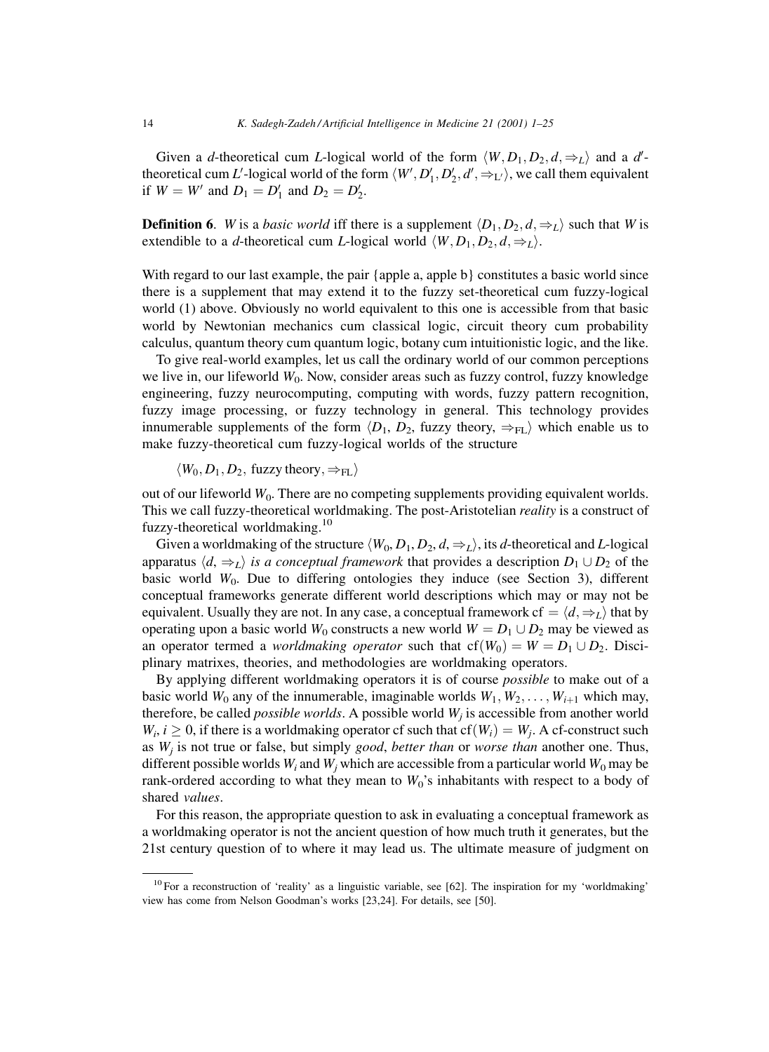Given a $d$-theoretical cum $L$-logical world of the form $\langle W, D_1, D_2, d, \Rightarrow_L \rangle$ and a $d'$-theoretical cum $L'$-logical world of the form $\langle W', D_1', D_2', d', \Rightarrow_{L'} \rangle$, we call them equivalent if $W = W'$ and $D_1 = D_1'$ and $D_2 = D_2'$.

**Definition 6**. $W$ is a *basic world* iff there is a supplement $\langle D_1, D_2, d, \Rightarrow_L \rangle$ such that $W$ is extendible to a $d$-theoretical cum $L$-logical world $\langle W, D_1, D_2, d, \Rightarrow_L \rangle$.

With regard to our last example, the pair {apple a, apple b} constitutes a basic world since there is a supplement that may extend it to the fuzzy set-theoretical cum fuzzy-logical world (1) above. Obviously no world equivalent to this one is accessible from that basic world by Newtonian mechanics cum classical logic, circuit theory cum probability calculus, quantum theory cum quantum logic, botany cum intuitionistic logic, and the like.

To give real-world examples, let us call the ordinary world of our common perceptions we live in, our lifeworld $W_0$. Now, consider areas such as fuzzy control, fuzzy knowledge engineering, fuzzy neurocomputing, computing with words, fuzzy pattern recognition, fuzzy image processing, or fuzzy technology in general. This technology provides innumerable supplements of the form $\langle D_1, D_2, \text{fuzzy theory}, \Rightarrow_{\text{FL}} \rangle$ which enable us to make fuzzy-theoretical cum fuzzy-logical worlds of the structure

$$\langle W_0, D_1, D_2, \text{fuzzy theory}, \Rightarrow_{\text{FL}} \rangle$$

out of our lifeworld $W_0$. There are no competing supplements providing equivalent worlds. This we call fuzzy-theoretical worldmaking. The post-Aristotelian *reality* is a construct of fuzzy-theoretical worldmaking.[10]

Given a worldmaking of the structure $\langle W_0, D_1, D_2, d, \Rightarrow_L \rangle$, its $d$-theoretical and $L$-logical apparatus $\langle d, \Rightarrow_L \rangle$ *is a conceptual framework* that provides a description $D_1 \cup D_2$ of the basic world $W_0$. Due to differing ontologies they induce (see Section 3), different conceptual frameworks generate different world descriptions which may or may not be equivalent. Usually they are not. In any case, a conceptual framework $\text{cf} = \langle d, \Rightarrow_L \rangle$ that by operating upon a basic world $W_0$ constructs a new world $W = D_1 \cup D_2$ may be viewed as an operator termed a *worldmaking operator* such that $\text{cf}(W_0) = W = D_1 \cup D_2$. Disciplinary matrixes, theories, and methodologies are worldmaking operators.

By applying different worldmaking operators it is of course *possible* to make out of a basic world $W_0$ any of the innumerable, imaginable worlds $W_1, W_2, \ldots, W_{i+1}$ which may, therefore, be called *possible worlds*. A possible world $W_j$ is accessible from another world $W_i$, $i \geq 0$, if there is a worldmaking operator cf such that $\text{cf}(W_i) = W_j$. A cf-construct such as $W_j$ is not true or false, but simply *good*, *better than* or *worse than* another one. Thus, different possible worlds $W_i$ and $W_j$ which are accessible from a particular world $W_0$ may be rank-ordered according to what they mean to $W_0$'s inhabitants with respect to a body of shared *values*.

For this reason, the appropriate question to ask in evaluating a conceptual framework as a worldmaking operator is not the ancient question of how much truth it generates, but the 21st century question of to where it may lead us. The ultimate measure of judgment on

---

[10] For a reconstruction of 'reality' as a linguistic variable, see [62]. The inspiration for my 'worldmaking' view has come from Nelson Goodman's works [23,24]. For details, see [50].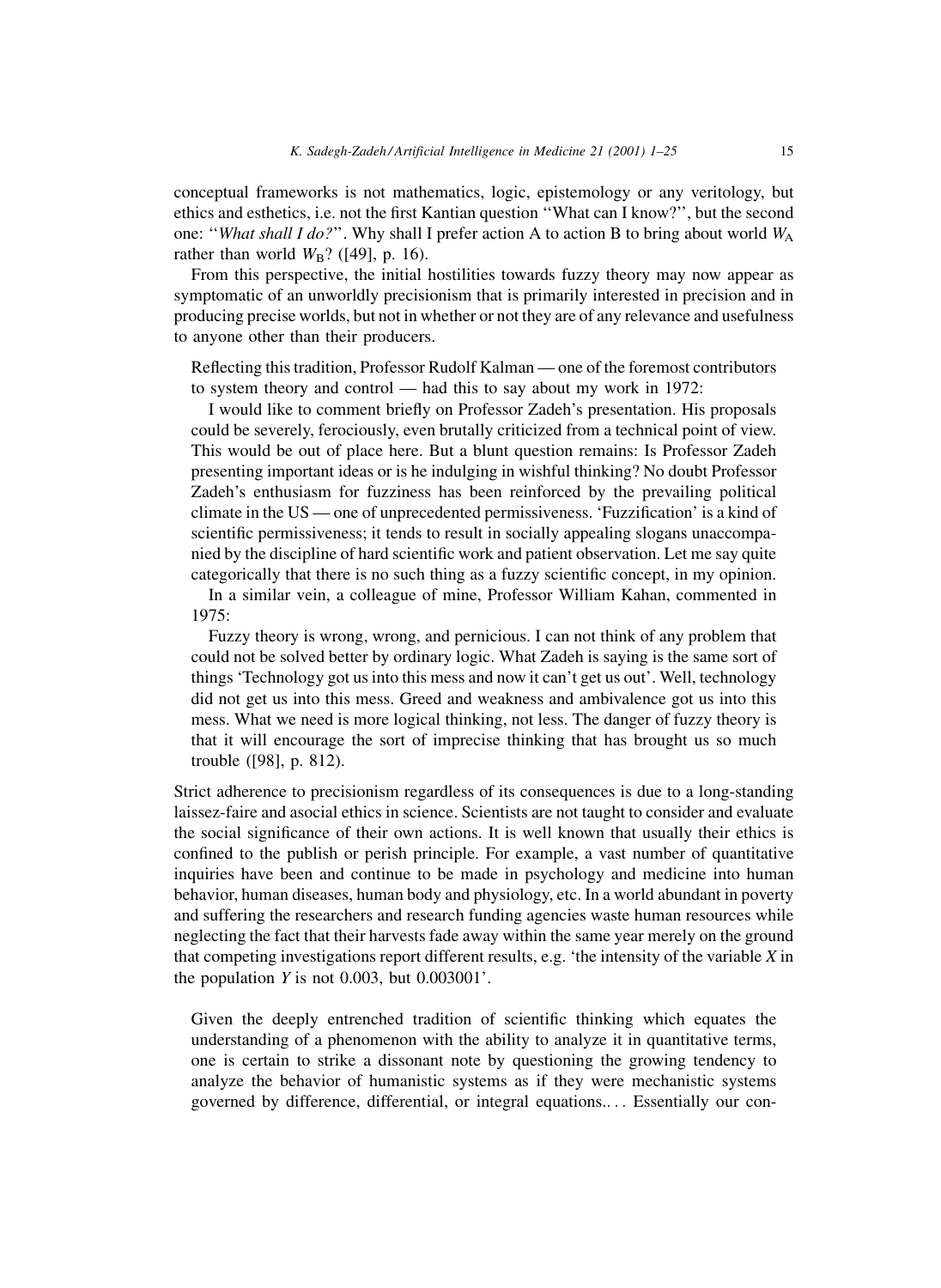conceptual frameworks is not mathematics, logic, epistemology or any veritology, but ethics and esthetics, i.e. not the first Kantian question ''What can I know?'', but the second one: ''*What shall I do?*''. Why shall I prefer action A to action B to bring about world $W_A$ rather than world $W_B$? ([49], p. 16).

From this perspective, the initial hostilities towards fuzzy theory may now appear as symptomatic of an unworldly precisionism that is primarily interested in precision and in producing precise worlds, but not in whether or not they are of any relevance and usefulness to anyone other than their producers.

> Reflecting this tradition, Professor Rudolf Kalman — one of the foremost contributors to system theory and control — had this to say about my work in 1972:
>
> I would like to comment briefly on Professor Zadeh's presentation. His proposals could be severely, ferociously, even brutally criticized from a technical point of view. This would be out of place here. But a blunt question remains: Is Professor Zadeh presenting important ideas or is he indulging in wishful thinking? No doubt Professor Zadeh's enthusiasm for fuzziness has been reinforced by the prevailing political climate in the US — one of unprecedented permissiveness. 'Fuzzification' is a kind of scientific permissiveness; it tends to result in socially appealing slogans unaccompanied by the discipline of hard scientific work and patient observation. Let me say quite categorically that there is no such thing as a fuzzy scientific concept, in my opinion.
>
> In a similar vein, a colleague of mine, Professor William Kahan, commented in 1975:
>
> Fuzzy theory is wrong, wrong, and pernicious. I can not think of any problem that could not be solved better by ordinary logic. What Zadeh is saying is the same sort of things 'Technology got us into this mess and now it can't get us out'. Well, technology did not get us into this mess. Greed and weakness and ambivalence got us into this mess. What we need is more logical thinking, not less. The danger of fuzzy theory is that it will encourage the sort of imprecise thinking that has brought us so much trouble ([98], p. 812).

Strict adherence to precisionism regardless of its consequences is due to a long-standing laissez-faire and asocial ethics in science. Scientists are not taught to consider and evaluate the social significance of their own actions. It is well known that usually their ethics is confined to the publish or perish principle. For example, a vast number of quantitative inquiries have been and continue to be made in psychology and medicine into human behavior, human diseases, human body and physiology, etc. In a world abundant in poverty and suffering the researchers and research funding agencies waste human resources while neglecting the fact that their harvests fade away within the same year merely on the ground that competing investigations report different results, e.g. 'the intensity of the variable *X* in the population *Y* is not 0.003, but 0.003001'.

> Given the deeply entrenched tradition of scientific thinking which equates the understanding of a phenomenon with the ability to analyze it in quantitative terms, one is certain to strike a dissonant note by questioning the growing tendency to analyze the behavior of humanistic systems as if they were mechanistic systems governed by difference, differential, or integral equations.... Essentially our con-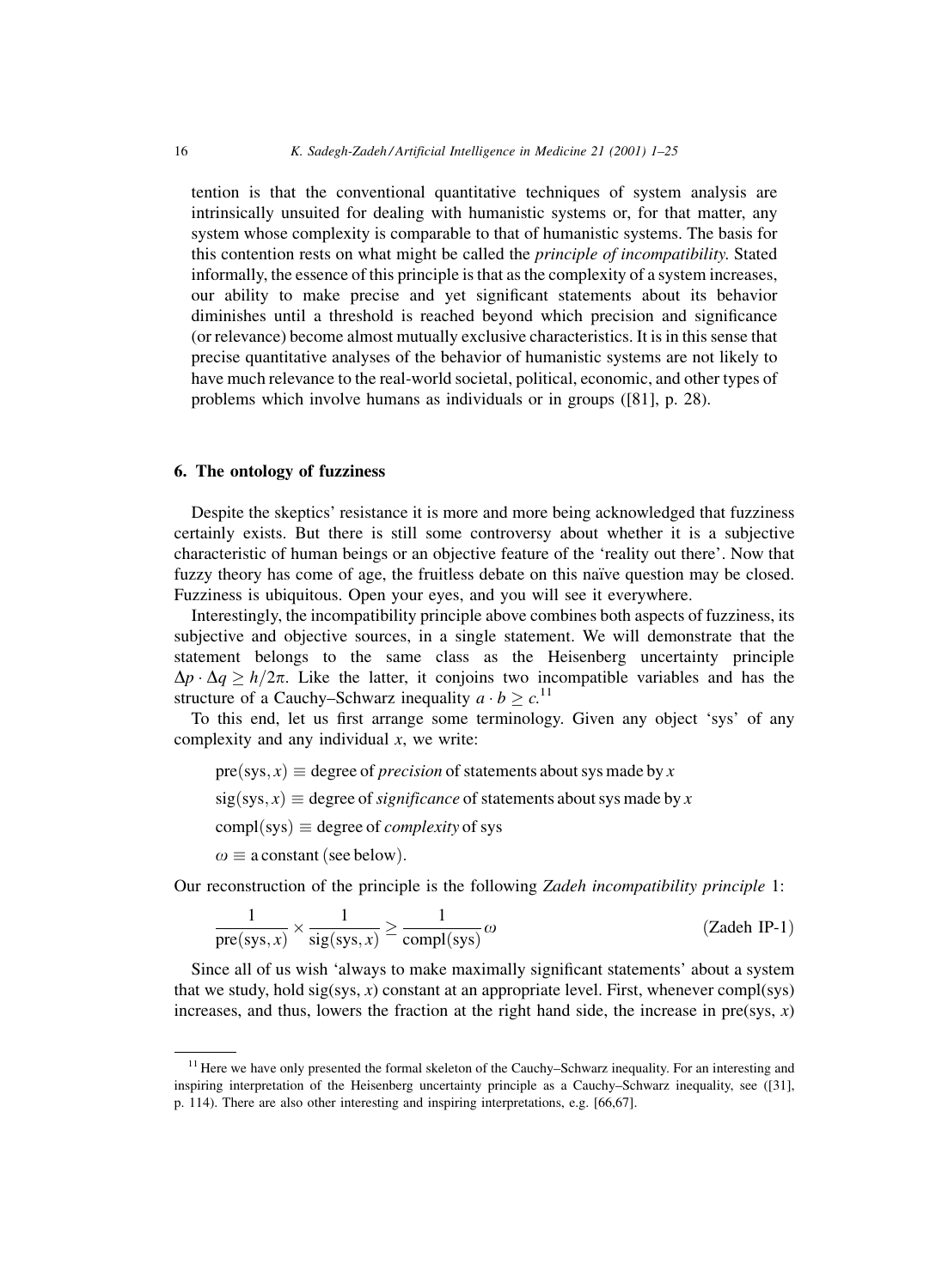tention is that the conventional quantitative techniques of system analysis are intrinsically unsuited for dealing with humanistic systems or, for that matter, any system whose complexity is comparable to that of humanistic systems. The basis for this contention rests on what might be called the *principle of incompatibility*. Stated informally, the essence of this principle is that as the complexity of a system increases, our ability to make precise and yet significant statements about its behavior diminishes until a threshold is reached beyond which precision and significance (or relevance) become almost mutually exclusive characteristics. It is in this sense that precise quantitative analyses of the behavior of humanistic systems are not likely to have much relevance to the real-world societal, political, economic, and other types of problems which involve humans as individuals or in groups ([81], p. 28).

## 6. The ontology of fuzziness

Despite the skeptics' resistance it is more and more being acknowledged that fuzziness certainly exists. But there is still some controversy about whether it is a subjective characteristic of human beings or an objective feature of the 'reality out there'. Now that fuzzy theory has come of age, the fruitless debate on this naïve question may be closed. Fuzziness is ubiquitous. Open your eyes, and you will see it everywhere.

Interestingly, the incompatibility principle above combines both aspects of fuzziness, its subjective and objective sources, in a single statement. We will demonstrate that the statement belongs to the same class as the Heisenberg uncertainty principle $\Delta p \cdot \Delta q \geq h/2\pi$. Like the latter, it conjoins two incompatible variables and has the structure of a Cauchy–Schwarz inequality $a \cdot b \geq c$.[11]

To this end, let us first arrange some terminology. Given any object 'sys' of any complexity and any individual $x$, we write:

$\text{pre}(\text{sys}, x) \equiv$ degree of *precision* of statements about sys made by $x$

$\text{sig}(\text{sys}, x) \equiv$ degree of *significance* of statements about sys made by $x$

$\text{compl}(\text{sys}) \equiv$ degree of *complexity* of sys

$\omega \equiv$ a constant (see below).

Our reconstruction of the principle is the following *Zadeh incompatibility principle* 1:

$$\frac{1}{\text{pre}(\text{sys}, x)} \times \frac{1}{\text{sig}(\text{sys}, x)} \geq \frac{1}{\text{compl}(\text{sys})}\omega \qquad \text{(Zadeh IP-1)}$$

Since all of us wish 'always to make maximally significant statements' about a system that we study, hold $\text{sig}(\text{sys}, x)$ constant at an appropriate level. First, whenever compl(sys) increases, and thus, lowers the fraction at the right hand side, the increase in $\text{pre}(\text{sys}, x)$

[11] Here we have only presented the formal skeleton of the Cauchy–Schwarz inequality. For an interesting and inspiring interpretation of the Heisenberg uncertainty principle as a Cauchy–Schwarz inequality, see ([31], p. 114). There are also other interesting and inspiring interpretations, e.g. [66,67].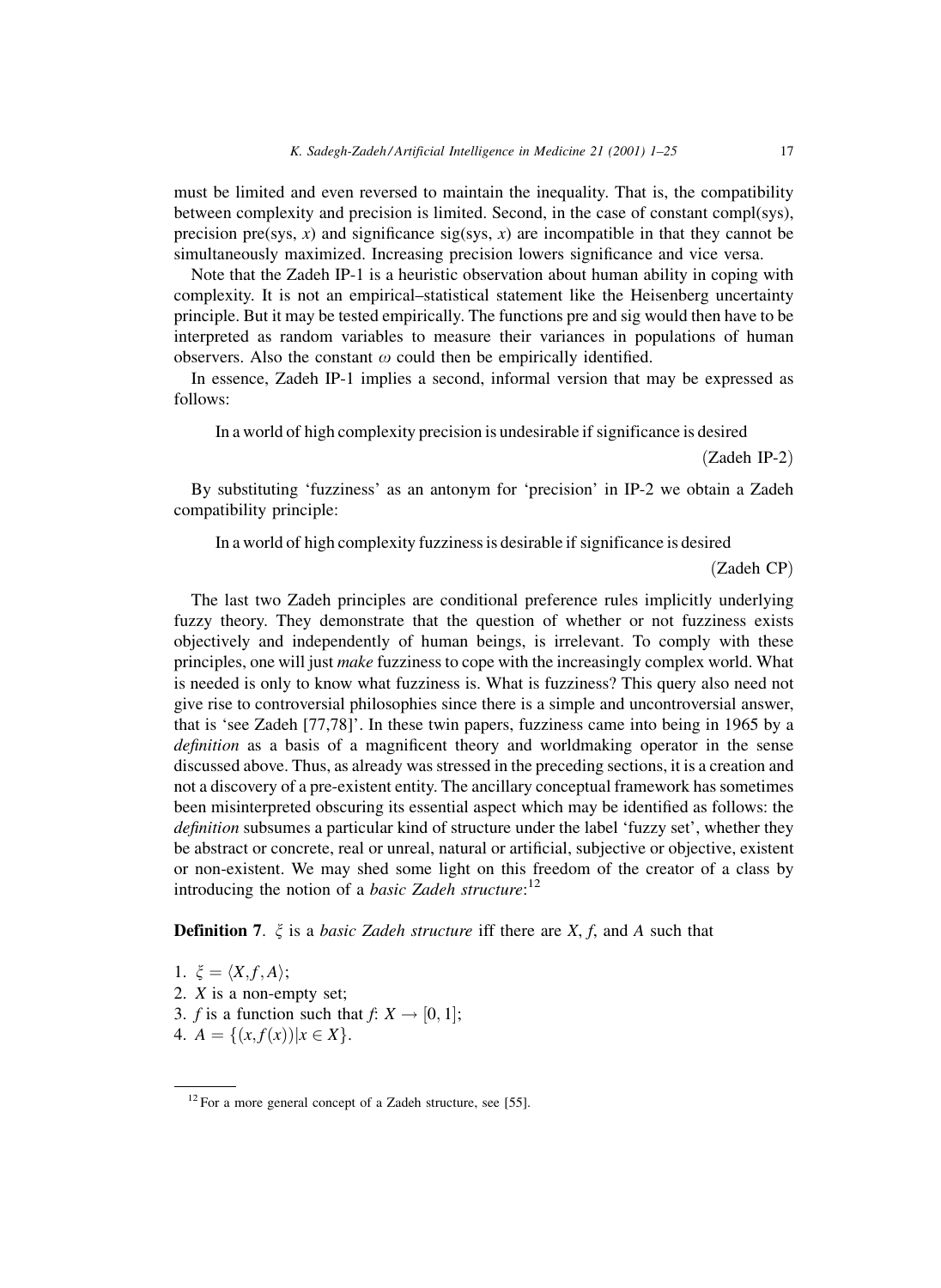must be limited and even reversed to maintain the inequality. That is, the compatibility between complexity and precision is limited. Second, in the case of constant compl(sys), precision pre(sys, $x$) and significance sig(sys, $x$) are incompatible in that they cannot be simultaneously maximized. Increasing precision lowers significance and vice versa.

Note that the Zadeh IP-1 is a heuristic observation about human ability in coping with complexity. It is not an empirical–statistical statement like the Heisenberg uncertainty principle. But it may be tested empirically. The functions pre and sig would then have to be interpreted as random variables to measure their variances in populations of human observers. Also the constant $\omega$ could then be empirically identified.

In essence, Zadeh IP-1 implies a second, informal version that may be expressed as follows:

> In a world of high complexity precision is undesirable if significance is desired
>
> (Zadeh IP-2)

By substituting 'fuzziness' as an antonym for 'precision' in IP-2 we obtain a Zadeh compatibility principle:

> In a world of high complexity fuzziness is desirable if significance is desired
>
> (Zadeh CP)

The last two Zadeh principles are conditional preference rules implicitly underlying fuzzy theory. They demonstrate that the question of whether or not fuzziness exists objectively and independently of human beings, is irrelevant. To comply with these principles, one will just *make* fuzziness to cope with the increasingly complex world. What is needed is only to know what fuzziness is. What is fuzziness? This query also need not give rise to controversial philosophies since there is a simple and uncontroversial answer, that is 'see Zadeh [77,78]'. In these twin papers, fuzziness came into being in 1965 by a *definition* as a basis of a magnificent theory and worldmaking operator in the sense discussed above. Thus, as already was stressed in the preceding sections, it is a creation and not a discovery of a pre-existent entity. The ancillary conceptual framework has sometimes been misinterpreted obscuring its essential aspect which may be identified as follows: the *definition* subsumes a particular kind of structure under the label 'fuzzy set', whether they be abstract or concrete, real or unreal, natural or artificial, subjective or objective, existent or non-existent. We may shed some light on this freedom of the creator of a class by introducing the notion of a *basic Zadeh structure*:[12]

**Definition 7**. $\xi$ is a *basic Zadeh structure* iff there are $X$, $f$, and $A$ such that

1. $\xi = \langle X, f, A \rangle$;
2. $X$ is a non-empty set;
3. $f$ is a function such that $f\colon X \rightarrow [0, 1]$;
4. $A = \{(x, f(x)) | x \in X\}$.

[12] For a more general concept of a Zadeh structure, see [55].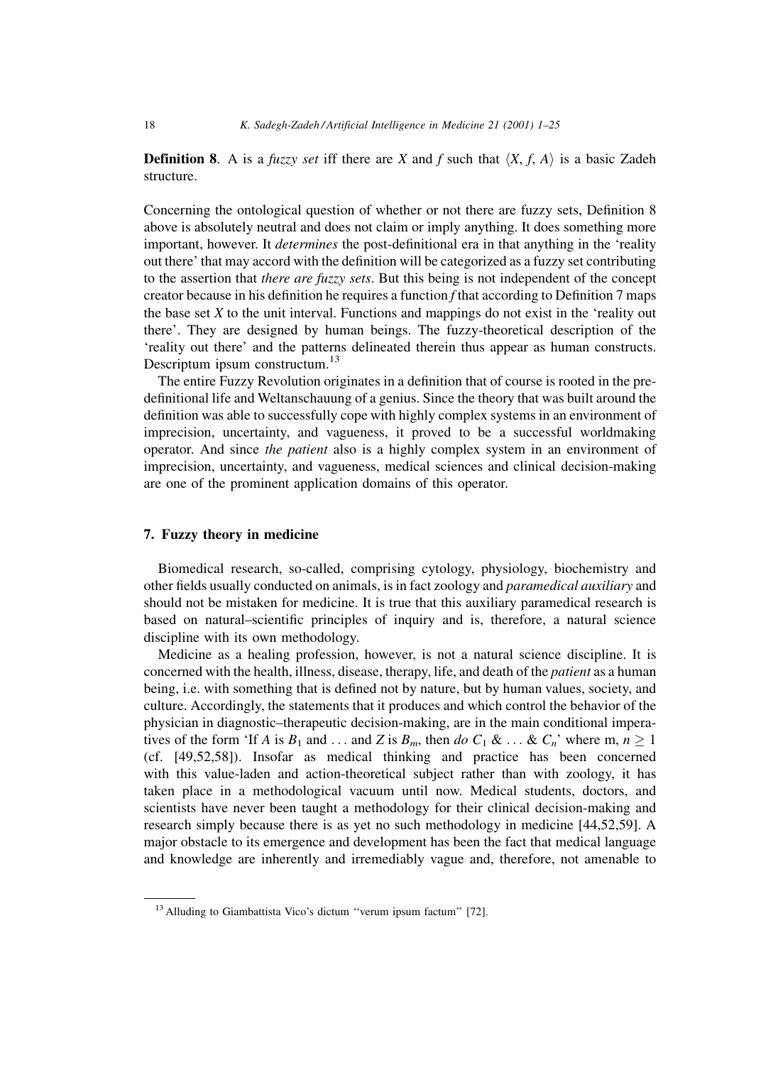**Definition 8**. A is a *fuzzy set* iff there are $X$ and $f$ such that $\langle X, f, A\rangle$ is a basic Zadeh structure.

Concerning the ontological question of whether or not there are fuzzy sets, Definition 8 above is absolutely neutral and does not claim or imply anything. It does something more important, however. It *determines* the post-definitional era in that anything in the 'reality out there' that may accord with the definition will be categorized as a fuzzy set contributing to the assertion that *there are fuzzy sets*. But this being is not independent of the concept creator because in his definition he requires a function $f$ that according to Definition 7 maps the base set $X$ to the unit interval. Functions and mappings do not exist in the 'reality out there'. They are designed by human beings. The fuzzy-theoretical description of the 'reality out there' and the patterns delineated therein thus appear as human constructs. Descriptum ipsum constructum.[13]

The entire Fuzzy Revolution originates in a definition that of course is rooted in the pre-definitional life and Weltanschauung of a genius. Since the theory that was built around the definition was able to successfully cope with highly complex systems in an environment of imprecision, uncertainty, and vagueness, it proved to be a successful worldmaking operator. And since *the patient* also is a highly complex system in an environment of imprecision, uncertainty, and vagueness, medical sciences and clinical decision-making are one of the prominent application domains of this operator.

## 7. Fuzzy theory in medicine

Biomedical research, so-called, comprising cytology, physiology, biochemistry and other fields usually conducted on animals, is in fact zoology and *paramedical auxiliary* and should not be mistaken for medicine. It is true that this auxiliary paramedical research is based on natural–scientific principles of inquiry and is, therefore, a natural science discipline with its own methodology.

Medicine as a healing profession, however, is not a natural science discipline. It is concerned with the health, illness, disease, therapy, life, and death of the *patient* as a human being, i.e. with something that is defined not by nature, but by human values, society, and culture. Accordingly, the statements that it produces and which control the behavior of the physician in diagnostic–therapeutic decision-making, are in the main conditional imperatives of the form 'If $A$ is $B_1$ and ... and $Z$ is $B_m$, then *do* $C_1$ & ... & $C_n$' where $m, n \geq 1$ (cf. [49,52,58]). Insofar as medical thinking and practice has been concerned with this value-laden and action-theoretical subject rather than with zoology, it has taken place in a methodological vacuum until now. Medical students, doctors, and scientists have never been taught a methodology for their clinical decision-making and research simply because there is as yet no such methodology in medicine [44,52,59]. A major obstacle to its emergence and development has been the fact that medical language and knowledge are inherently and irremediably vague and, therefore, not amenable to

[13] Alluding to Giambattista Vico's dictum "verum ipsum factum" [72].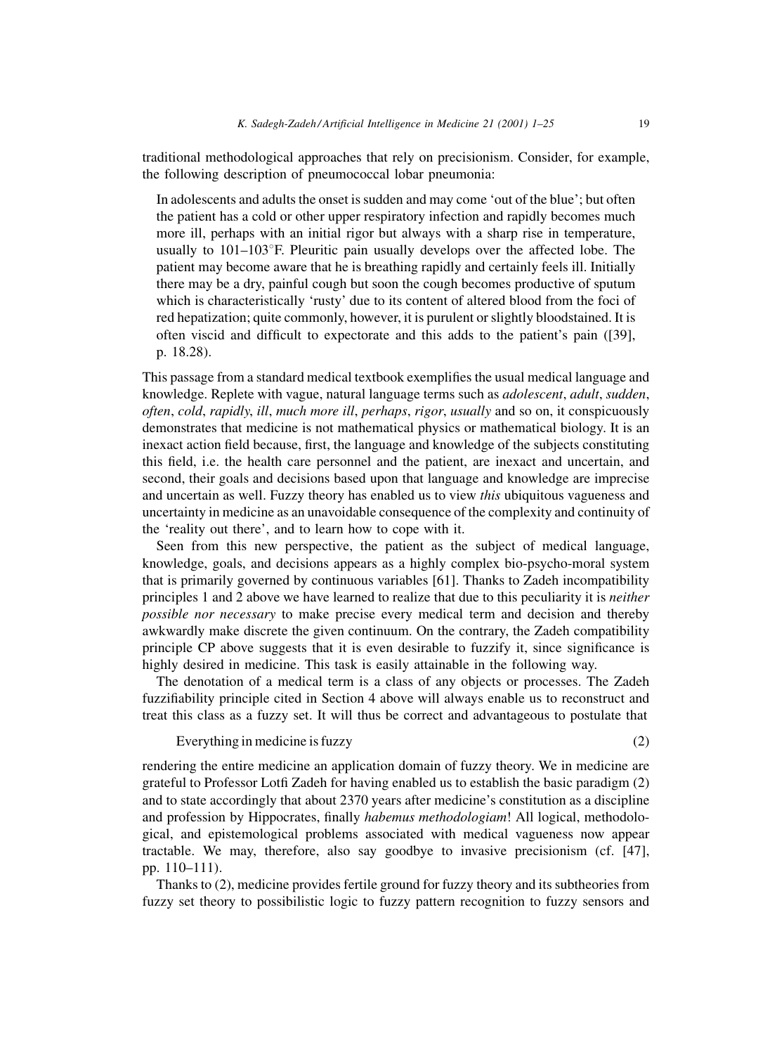traditional methodological approaches that rely on precisionism. Consider, for example, the following description of pneumococcal lobar pneumonia:

> In adolescents and adults the onset is sudden and may come 'out of the blue'; but often the patient has a cold or other upper respiratory infection and rapidly becomes much more ill, perhaps with an initial rigor but always with a sharp rise in temperature, usually to 101–103°F. Pleuritic pain usually develops over the affected lobe. The patient may become aware that he is breathing rapidly and certainly feels ill. Initially there may be a dry, painful cough but soon the cough becomes productive of sputum which is characteristically 'rusty' due to its content of altered blood from the foci of red hepatization; quite commonly, however, it is purulent or slightly bloodstained. It is often viscid and difficult to expectorate and this adds to the patient's pain ([39], p. 18.28).

This passage from a standard medical textbook exemplifies the usual medical language and knowledge. Replete with vague, natural language terms such as *adolescent*, *adult*, *sudden*, *often*, *cold*, *rapidly*, *ill*, *much more ill*, *perhaps*, *rigor*, *usually* and so on, it conspicuously demonstrates that medicine is not mathematical physics or mathematical biology. It is an inexact action field because, first, the language and knowledge of the subjects constituting this field, i.e. the health care personnel and the patient, are inexact and uncertain, and second, their goals and decisions based upon that language and knowledge are imprecise and uncertain as well. Fuzzy theory has enabled us to view *this* ubiquitous vagueness and uncertainty in medicine as an unavoidable consequence of the complexity and continuity of the 'reality out there', and to learn how to cope with it.

Seen from this new perspective, the patient as the subject of medical language, knowledge, goals, and decisions appears as a highly complex bio-psycho-moral system that is primarily governed by continuous variables [61]. Thanks to Zadeh incompatibility principles 1 and 2 above we have learned to realize that due to this peculiarity it is *neither possible nor necessary* to make precise every medical term and decision and thereby awkwardly make discrete the given continuum. On the contrary, the Zadeh compatibility principle CP above suggests that it is even desirable to fuzzify it, since significance is highly desired in medicine. This task is easily attainable in the following way.

The denotation of a medical term is a class of any objects or processes. The Zadeh fuzzifiability principle cited in Section 4 above will always enable us to reconstruct and treat this class as a fuzzy set. It will thus be correct and advantageous to postulate that

$$\text{Everything in medicine is fuzzy} \tag{2}$$

rendering the entire medicine an application domain of fuzzy theory. We in medicine are grateful to Professor Lotfi Zadeh for having enabled us to establish the basic paradigm (2) and to state accordingly that about 2370 years after medicine's constitution as a discipline and profession by Hippocrates, finally *habemus methodologiam*! All logical, methodological, and epistemological problems associated with medical vagueness now appear tractable. We may, therefore, also say goodbye to invasive precisionism (cf. [47], pp. 110–111).

Thanks to (2), medicine provides fertile ground for fuzzy theory and its subtheories from fuzzy set theory to possibilistic logic to fuzzy pattern recognition to fuzzy sensors and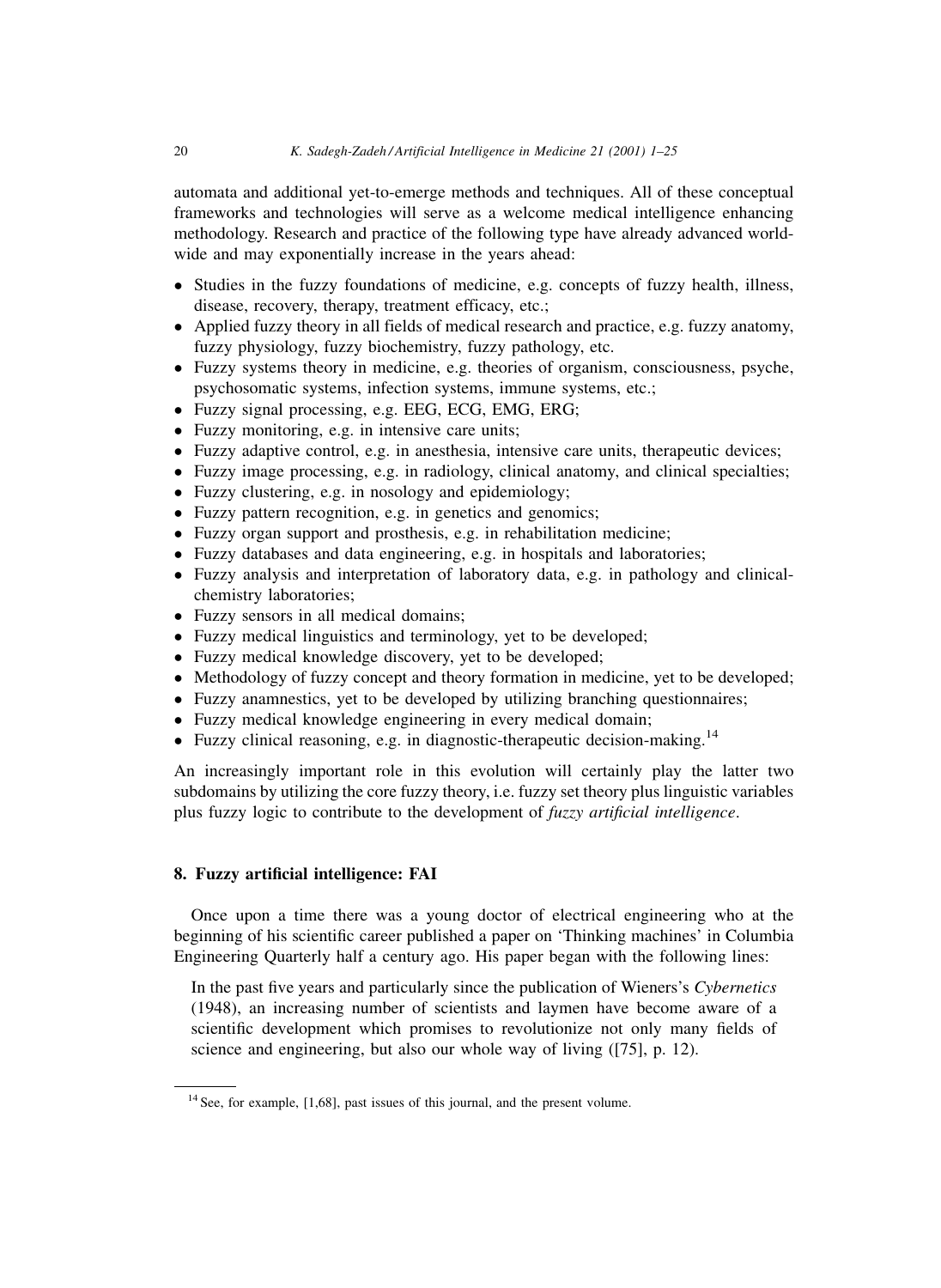automata and additional yet-to-emerge methods and techniques. All of these conceptual frameworks and technologies will serve as a welcome medical intelligence enhancing methodology. Research and practice of the following type have already advanced worldwide and may exponentially increase in the years ahead:

- Studies in the fuzzy foundations of medicine, e.g. concepts of fuzzy health, illness, disease, recovery, therapy, treatment efficacy, etc.;
- Applied fuzzy theory in all fields of medical research and practice, e.g. fuzzy anatomy, fuzzy physiology, fuzzy biochemistry, fuzzy pathology, etc.
- Fuzzy systems theory in medicine, e.g. theories of organism, consciousness, psyche, psychosomatic systems, infection systems, immune systems, etc.;
- Fuzzy signal processing, e.g. EEG, ECG, EMG, ERG;
- Fuzzy monitoring, e.g. in intensive care units;
- Fuzzy adaptive control, e.g. in anesthesia, intensive care units, therapeutic devices;
- Fuzzy image processing, e.g. in radiology, clinical anatomy, and clinical specialties;
- Fuzzy clustering, e.g. in nosology and epidemiology;
- Fuzzy pattern recognition, e.g. in genetics and genomics;
- Fuzzy organ support and prosthesis, e.g. in rehabilitation medicine;
- Fuzzy databases and data engineering, e.g. in hospitals and laboratories;
- Fuzzy analysis and interpretation of laboratory data, e.g. in pathology and clinical-chemistry laboratories;
- Fuzzy sensors in all medical domains;
- Fuzzy medical linguistics and terminology, yet to be developed;
- Fuzzy medical knowledge discovery, yet to be developed;
- Methodology of fuzzy concept and theory formation in medicine, yet to be developed;
- Fuzzy anamnestics, yet to be developed by utilizing branching questionnaires;
- Fuzzy medical knowledge engineering in every medical domain;
- Fuzzy clinical reasoning, e.g. in diagnostic-therapeutic decision-making.[14]

An increasingly important role in this evolution will certainly play the latter two subdomains by utilizing the core fuzzy theory, i.e. fuzzy set theory plus linguistic variables plus fuzzy logic to contribute to the development of *fuzzy artificial intelligence*.

## 8. Fuzzy artificial intelligence: FAI

Once upon a time there was a young doctor of electrical engineering who at the beginning of his scientific career published a paper on 'Thinking machines' in Columbia Engineering Quarterly half a century ago. His paper began with the following lines:

> In the past five years and particularly since the publication of Wieners's *Cybernetics* (1948), an increasing number of scientists and laymen have become aware of a scientific development which promises to revolutionize not only many fields of science and engineering, but also our whole way of living ([75], p. 12).

---

[14] See, for example, [1,68], past issues of this journal, and the present volume.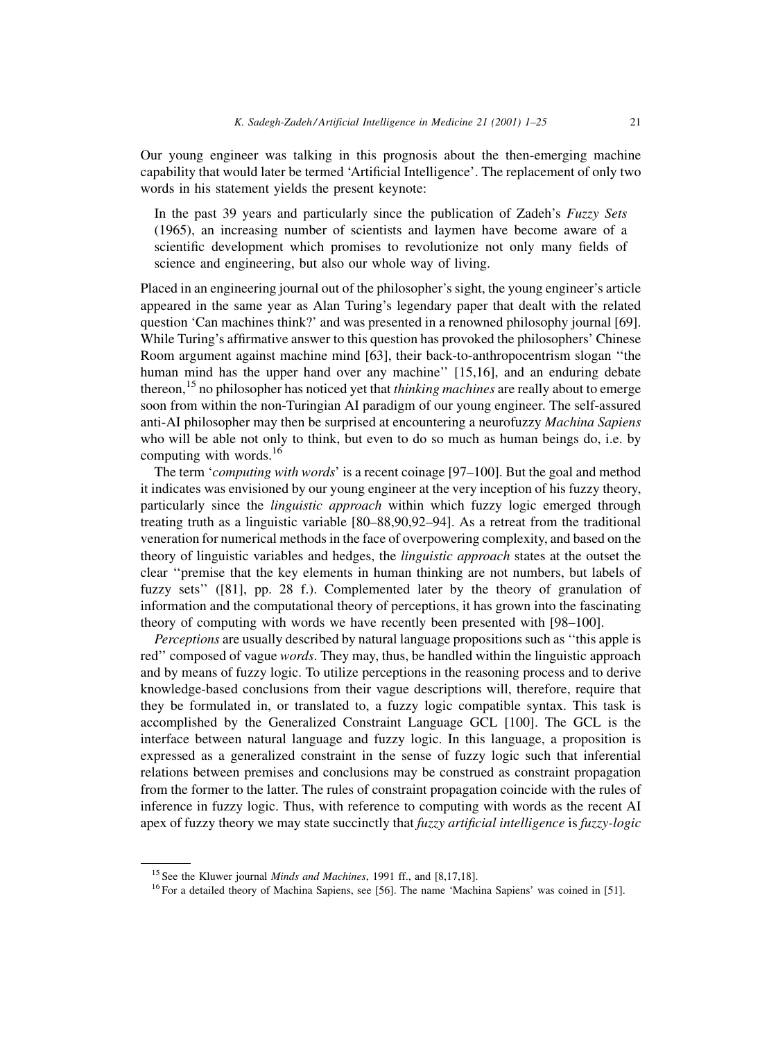Our young engineer was talking in this prognosis about the then-emerging machine capability that would later be termed 'Artificial Intelligence'. The replacement of only two words in his statement yields the present keynote:

> In the past 39 years and particularly since the publication of Zadeh's *Fuzzy Sets* (1965), an increasing number of scientists and laymen have become aware of a scientific development which promises to revolutionize not only many fields of science and engineering, but also our whole way of living.

Placed in an engineering journal out of the philosopher's sight, the young engineer's article appeared in the same year as Alan Turing's legendary paper that dealt with the related question 'Can machines think?' and was presented in a renowned philosophy journal [69]. While Turing's affirmative answer to this question has provoked the philosophers' Chinese Room argument against machine mind [63], their back-to-anthropocentrism slogan "the human mind has the upper hand over any machine" [15,16], and an enduring debate thereon,[15] no philosopher has noticed yet that *thinking machines* are really about to emerge soon from within the non-Turingian AI paradigm of our young engineer. The self-assured anti-AI philosopher may then be surprised at encountering a neurofuzzy *Machina Sapiens* who will be able not only to think, but even to do so much as human beings do, i.e. by computing with words.[16]

The term '*computing with words*' is a recent coinage [97–100]. But the goal and method it indicates was envisioned by our young engineer at the very inception of his fuzzy theory, particularly since the *linguistic approach* within which fuzzy logic emerged through treating truth as a linguistic variable [80–88,90,92–94]. As a retreat from the traditional veneration for numerical methods in the face of overpowering complexity, and based on the theory of linguistic variables and hedges, the *linguistic approach* states at the outset the clear "premise that the key elements in human thinking are not numbers, but labels of fuzzy sets" ([81], pp. 28 f.). Complemented later by the theory of granulation of information and the computational theory of perceptions, it has grown into the fascinating theory of computing with words we have recently been presented with [98–100].

*Perceptions* are usually described by natural language propositions such as "this apple is red" composed of vague *words*. They may, thus, be handled within the linguistic approach and by means of fuzzy logic. To utilize perceptions in the reasoning process and to derive knowledge-based conclusions from their vague descriptions will, therefore, require that they be formulated in, or translated to, a fuzzy logic compatible syntax. This task is accomplished by the Generalized Constraint Language GCL [100]. The GCL is the interface between natural language and fuzzy logic. In this language, a proposition is expressed as a generalized constraint in the sense of fuzzy logic such that inferential relations between premises and conclusions may be construed as constraint propagation from the former to the latter. The rules of constraint propagation coincide with the rules of inference in fuzzy logic. Thus, with reference to computing with words as the recent AI apex of fuzzy theory we may state succinctly that *fuzzy artificial intelligence* is *fuzzy-logic*

---

[15] See the Kluwer journal *Minds and Machines*, 1991 ff., and [8,17,18].

[16] For a detailed theory of Machina Sapiens, see [56]. The name 'Machina Sapiens' was coined in [51].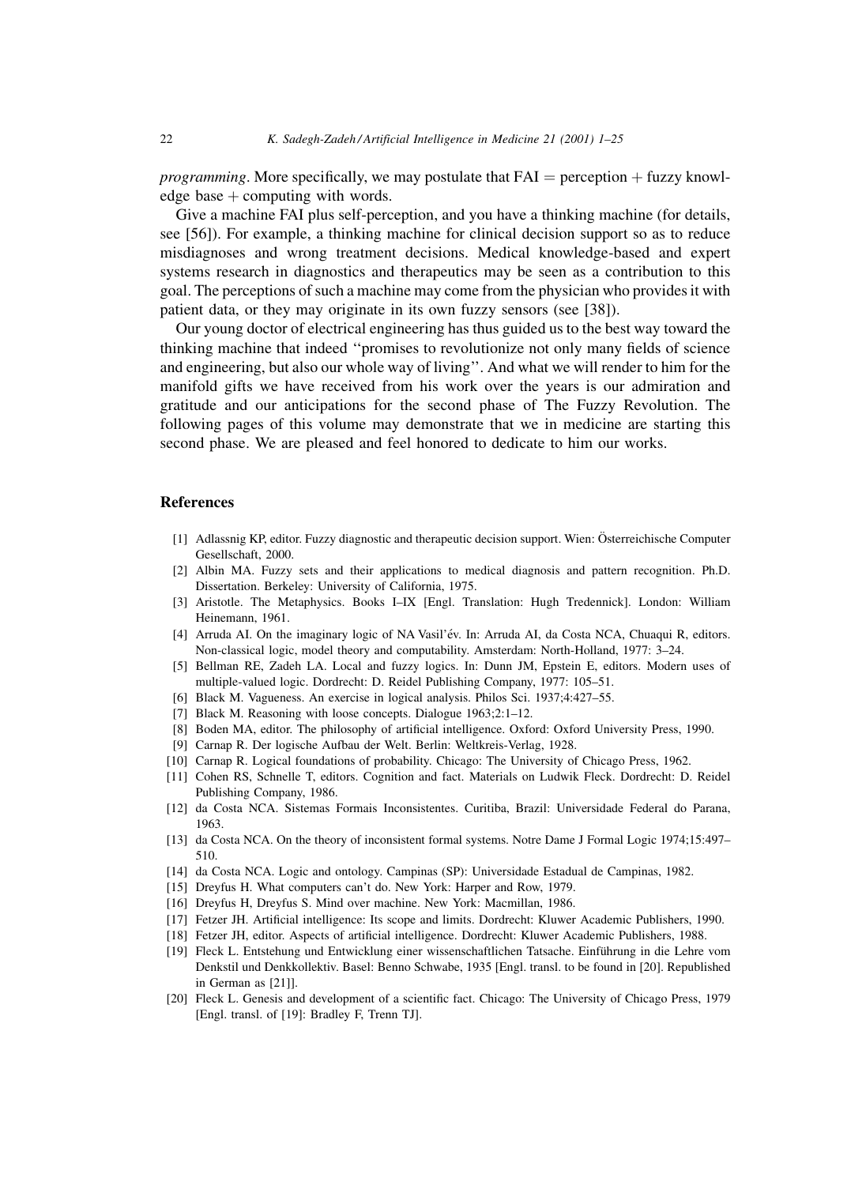*programming*. More specifically, we may postulate that FAI = perception + fuzzy knowledge base + computing with words.

Give a machine FAI plus self-perception, and you have a thinking machine (for details, see [56]). For example, a thinking machine for clinical decision support so as to reduce misdiagnoses and wrong treatment decisions. Medical knowledge-based and expert systems research in diagnostics and therapeutics may be seen as a contribution to this goal. The perceptions of such a machine may come from the physician who provides it with patient data, or they may originate in its own fuzzy sensors (see [38]).

Our young doctor of electrical engineering has thus guided us to the best way toward the thinking machine that indeed ''promises to revolutionize not only many fields of science and engineering, but also our whole way of living''. And what we will render to him for the manifold gifts we have received from his work over the years is our admiration and gratitude and our anticipations for the second phase of The Fuzzy Revolution. The following pages of this volume may demonstrate that we in medicine are starting this second phase. We are pleased and feel honored to dedicate to him our works.

## References

[1] Adlassnig KP, editor. Fuzzy diagnostic and therapeutic decision support. Wien: Österreichische Computer Gesellschaft, 2000.

[2] Albin MA. Fuzzy sets and their applications to medical diagnosis and pattern recognition. Ph.D. Dissertation. Berkeley: University of California, 1975.

[3] Aristotle. The Metaphysics. Books I–IX [Engl. Translation: Hugh Tredennick]. London: William Heinemann, 1961.

[4] Arruda AI. On the imaginary logic of NA Vasil'év. In: Arruda AI, da Costa NCA, Chuaqui R, editors. Non-classical logic, model theory and computability. Amsterdam: North-Holland, 1977: 3–24.

[5] Bellman RE, Zadeh LA. Local and fuzzy logics. In: Dunn JM, Epstein E, editors. Modern uses of multiple-valued logic. Dordrecht: D. Reidel Publishing Company, 1977: 105–51.

[6] Black M. Vagueness. An exercise in logical analysis. Philos Sci. 1937;4:427–55.

[7] Black M. Reasoning with loose concepts. Dialogue 1963;2:1–12.

[8] Boden MA, editor. The philosophy of artificial intelligence. Oxford: Oxford University Press, 1990.

[9] Carnap R. Der logische Aufbau der Welt. Berlin: Weltkreis-Verlag, 1928.

[10] Carnap R. Logical foundations of probability. Chicago: The University of Chicago Press, 1962.

[11] Cohen RS, Schnelle T, editors. Cognition and fact. Materials on Ludwik Fleck. Dordrecht: D. Reidel Publishing Company, 1986.

[12] da Costa NCA. Sistemas Formais Inconsistentes. Curitiba, Brazil: Universidade Federal do Parana, 1963.

[13] da Costa NCA. On the theory of inconsistent formal systems. Notre Dame J Formal Logic 1974;15:497–510.

[14] da Costa NCA. Logic and ontology. Campinas (SP): Universidade Estadual de Campinas, 1982.

[15] Dreyfus H. What computers can't do. New York: Harper and Row, 1979.

[16] Dreyfus H, Dreyfus S. Mind over machine. New York: Macmillan, 1986.

[17] Fetzer JH. Artificial intelligence: Its scope and limits. Dordrecht: Kluwer Academic Publishers, 1990.

[18] Fetzer JH, editor. Aspects of artificial intelligence. Dordrecht: Kluwer Academic Publishers, 1988.

[19] Fleck L. Entstehung und Entwicklung einer wissenschaftlichen Tatsache. Einführung in die Lehre vom Denkstil und Denkkollektiv. Basel: Benno Schwabe, 1935 [Engl. transl. to be found in [20]. Republished in German as [21]].

[20] Fleck L. Genesis and development of a scientific fact. Chicago: The University of Chicago Press, 1979 [Engl. transl. of [19]: Bradley F, Trenn TJ].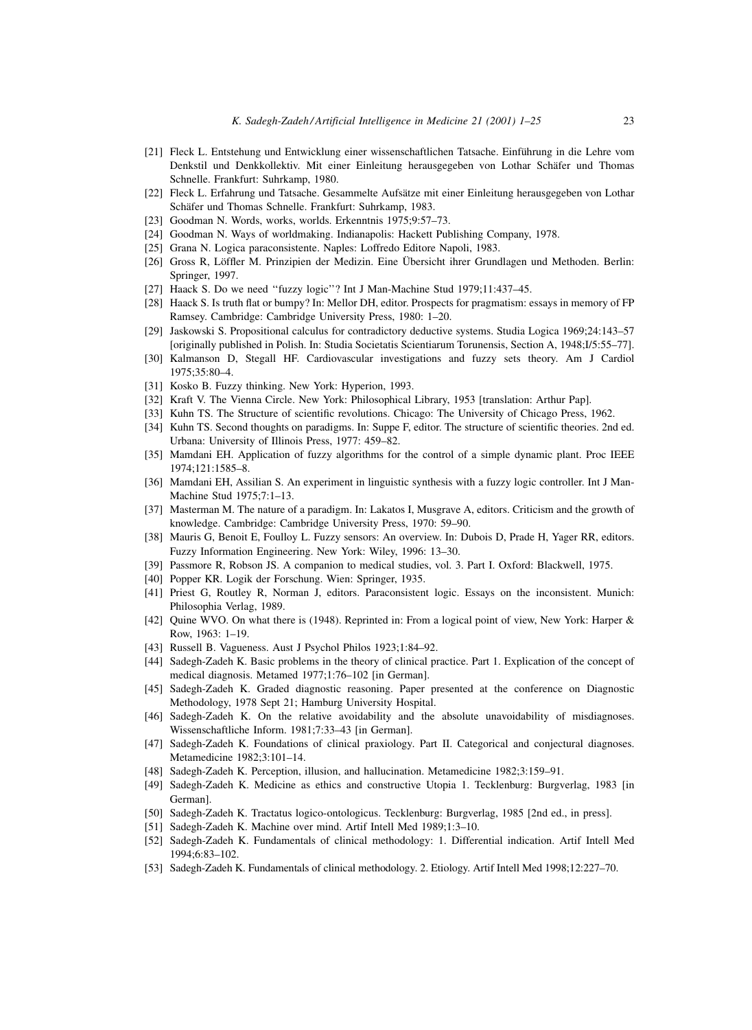[21] Fleck L. Entstehung und Entwicklung einer wissenschaftlichen Tatsache. Einführung in die Lehre vom Denkstil und Denkkollektiv. Mit einer Einleitung herausgegeben von Lothar Schäfer und Thomas Schnelle. Frankfurt: Suhrkamp, 1980.

[22] Fleck L. Erfahrung und Tatsache. Gesammelte Aufsätze mit einer Einleitung herausgegeben von Lothar Schäfer und Thomas Schnelle. Frankfurt: Suhrkamp, 1983.

[23] Goodman N. Words, works, worlds. Erkenntnis 1975;9:57–73.

[24] Goodman N. Ways of worldmaking. Indianapolis: Hackett Publishing Company, 1978.

[25] Grana N. Logica paraconsistente. Naples: Loffredo Editore Napoli, 1983.

[26] Gross R, Löffler M. Prinzipien der Medizin. Eine Übersicht ihrer Grundlagen und Methoden. Berlin: Springer, 1997.

[27] Haack S. Do we need ''fuzzy logic''? Int J Man-Machine Stud 1979;11:437–45.

[28] Haack S. Is truth flat or bumpy? In: Mellor DH, editor. Prospects for pragmatism: essays in memory of FP Ramsey. Cambridge: Cambridge University Press, 1980: 1–20.

[29] Jaskowski S. Propositional calculus for contradictory deductive systems. Studia Logica 1969;24:143–57 [originally published in Polish. In: Studia Societatis Scientiarum Torunensis, Section A, 1948;I/5:55–77].

[30] Kalmanson D, Stegall HF. Cardiovascular investigations and fuzzy sets theory. Am J Cardiol 1975;35:80–4.

[31] Kosko B. Fuzzy thinking. New York: Hyperion, 1993.

[32] Kraft V. The Vienna Circle. New York: Philosophical Library, 1953 [translation: Arthur Pap].

[33] Kuhn TS. The Structure of scientific revolutions. Chicago: The University of Chicago Press, 1962.

[34] Kuhn TS. Second thoughts on paradigms. In: Suppe F, editor. The structure of scientific theories. 2nd ed. Urbana: University of Illinois Press, 1977: 459–82.

[35] Mamdani EH. Application of fuzzy algorithms for the control of a simple dynamic plant. Proc IEEE 1974;121:1585–8.

[36] Mamdani EH, Assilian S. An experiment in linguistic synthesis with a fuzzy logic controller. Int J Man-Machine Stud 1975;7:1–13.

[37] Masterman M. The nature of a paradigm. In: Lakatos I, Musgrave A, editors. Criticism and the growth of knowledge. Cambridge: Cambridge University Press, 1970: 59–90.

[38] Mauris G, Benoit E, Foulloy L. Fuzzy sensors: An overview. In: Dubois D, Prade H, Yager RR, editors. Fuzzy Information Engineering. New York: Wiley, 1996: 13–30.

[39] Passmore R, Robson JS. A companion to medical studies, vol. 3. Part I. Oxford: Blackwell, 1975.

[40] Popper KR. Logik der Forschung. Wien: Springer, 1935.

[41] Priest G, Routley R, Norman J, editors. Paraconsistent logic. Essays on the inconsistent. Munich: Philosophia Verlag, 1989.

[42] Quine WVO. On what there is (1948). Reprinted in: From a logical point of view, New York: Harper & Row, 1963: 1–19.

[43] Russell B. Vagueness. Aust J Psychol Philos 1923;1:84–92.

[44] Sadegh-Zadeh K. Basic problems in the theory of clinical practice. Part 1. Explication of the concept of medical diagnosis. Metamed 1977;1:76–102 [in German].

[45] Sadegh-Zadeh K. Graded diagnostic reasoning. Paper presented at the conference on Diagnostic Methodology, 1978 Sept 21; Hamburg University Hospital.

[46] Sadegh-Zadeh K. On the relative avoidability and the absolute unavoidability of misdiagnoses. Wissenschaftliche Inform. 1981;7:33–43 [in German].

[47] Sadegh-Zadeh K. Foundations of clinical praxiology. Part II. Categorical and conjectural diagnoses. Metamedicine 1982;3:101–14.

[48] Sadegh-Zadeh K. Perception, illusion, and hallucination. Metamedicine 1982;3:159–91.

[49] Sadegh-Zadeh K. Medicine as ethics and constructive Utopia 1. Tecklenburg: Burgverlag, 1983 [in German].

[50] Sadegh-Zadeh K. Tractatus logico-ontologicus. Tecklenburg: Burgverlag, 1985 [2nd ed., in press].

[51] Sadegh-Zadeh K. Machine over mind. Artif Intell Med 1989;1:3–10.

[52] Sadegh-Zadeh K. Fundamentals of clinical methodology: 1. Differential indication. Artif Intell Med 1994;6:83–102.

[53] Sadegh-Zadeh K. Fundamentals of clinical methodology. 2. Etiology. Artif Intell Med 1998;12:227–70.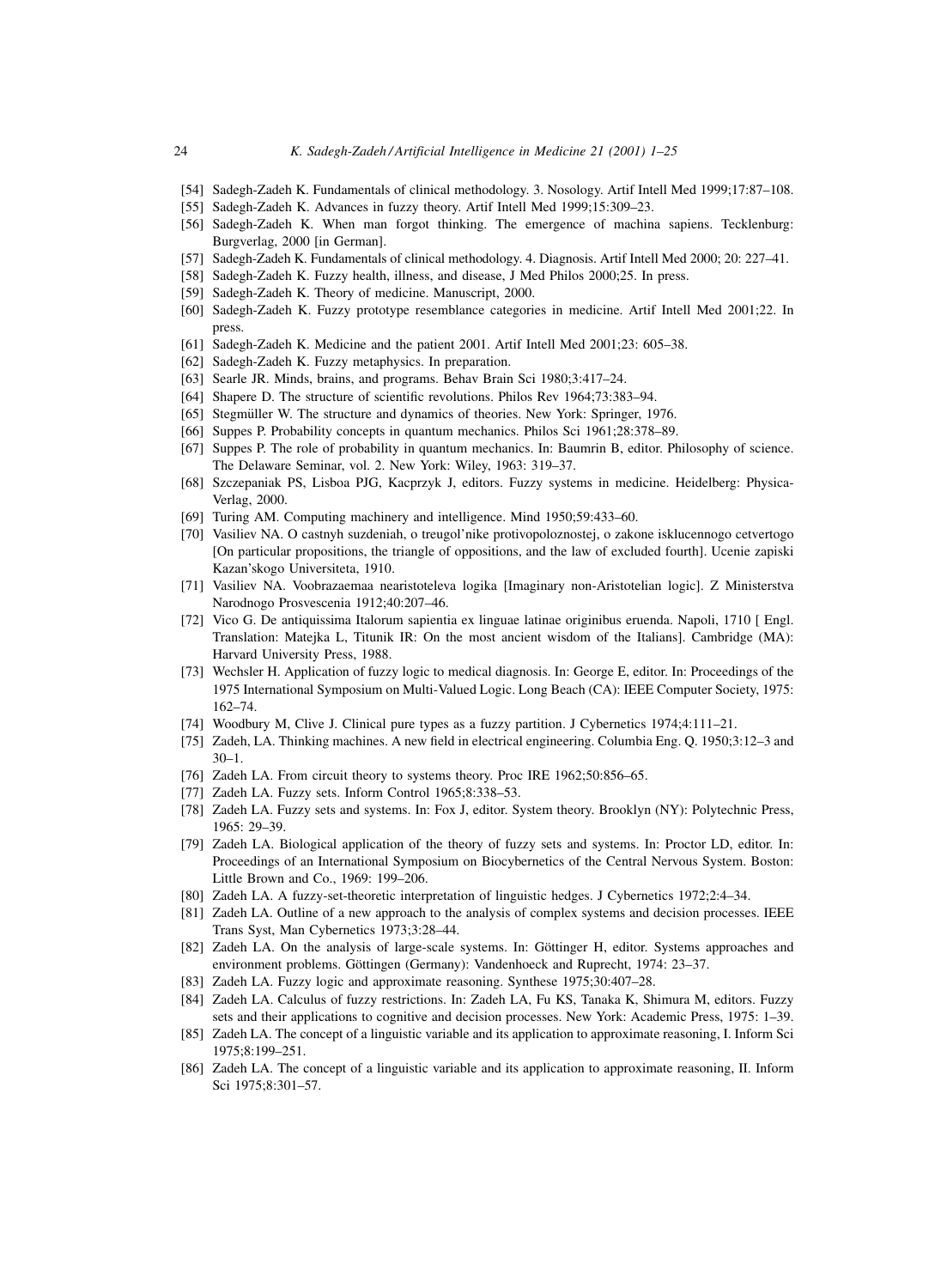[54] Sadegh-Zadeh K. Fundamentals of clinical methodology. 3. Nosology. Artif Intell Med 1999;17:87–108.

[55] Sadegh-Zadeh K. Advances in fuzzy theory. Artif Intell Med 1999;15:309–23.

[56] Sadegh-Zadeh K. When man forgot thinking. The emergence of machina sapiens. Tecklenburg: Burgverlag, 2000 [in German].

[57] Sadegh-Zadeh K. Fundamentals of clinical methodology. 4. Diagnosis. Artif Intell Med 2000; 20: 227–41.

[58] Sadegh-Zadeh K. Fuzzy health, illness, and disease, J Med Philos 2000;25. In press.

[59] Sadegh-Zadeh K. Theory of medicine. Manuscript, 2000.

[60] Sadegh-Zadeh K. Fuzzy prototype resemblance categories in medicine. Artif Intell Med 2001;22. In press.

[61] Sadegh-Zadeh K. Medicine and the patient 2001. Artif Intell Med 2001;23: 605–38.

[62] Sadegh-Zadeh K. Fuzzy metaphysics. In preparation.

[63] Searle JR. Minds, brains, and programs. Behav Brain Sci 1980;3:417–24.

[64] Shapere D. The structure of scientific revolutions. Philos Rev 1964;73:383–94.

[65] Stegmüller W. The structure and dynamics of theories. New York: Springer, 1976.

[66] Suppes P. Probability concepts in quantum mechanics. Philos Sci 1961;28:378–89.

[67] Suppes P. The role of probability in quantum mechanics. In: Baumrin B, editor. Philosophy of science. The Delaware Seminar, vol. 2. New York: Wiley, 1963: 319–37.

[68] Szczepaniak PS, Lisboa PJG, Kacprzyk J, editors. Fuzzy systems in medicine. Heidelberg: Physica-Verlag, 2000.

[69] Turing AM. Computing machinery and intelligence. Mind 1950;59:433–60.

[70] Vasiliev NA. O castnyh suzdeniah, o treugol'nike protivopoloznostej, o zakone isklucennogo cetvertogo [On particular propositions, the triangle of oppositions, and the law of excluded fourth]. Ucenie zapiski Kazan'skogo Universiteta, 1910.

[71] Vasiliev NA. Voobrazaemaa nearistoteleva logika [Imaginary non-Aristotelian logic]. Z Ministerstva Narodnogo Prosvescenia 1912;40:207–46.

[72] Vico G. De antiquissima Italorum sapientia ex linguae latinae originibus eruenda. Napoli, 1710 [ Engl. Translation: Matejka L, Titunik IR: On the most ancient wisdom of the Italians]. Cambridge (MA): Harvard University Press, 1988.

[73] Wechsler H. Application of fuzzy logic to medical diagnosis. In: George E, editor. In: Proceedings of the 1975 International Symposium on Multi-Valued Logic. Long Beach (CA): IEEE Computer Society, 1975: 162–74.

[74] Woodbury M, Clive J. Clinical pure types as a fuzzy partition. J Cybernetics 1974;4:111–21.

[75] Zadeh, LA. Thinking machines. A new field in electrical engineering. Columbia Eng. Q. 1950;3:12–3 and 30–1.

[76] Zadeh LA. From circuit theory to systems theory. Proc IRE 1962;50:856–65.

[77] Zadeh LA. Fuzzy sets. Inform Control 1965;8:338–53.

[78] Zadeh LA. Fuzzy sets and systems. In: Fox J, editor. System theory. Brooklyn (NY): Polytechnic Press, 1965: 29–39.

[79] Zadeh LA. Biological application of the theory of fuzzy sets and systems. In: Proctor LD, editor. In: Proceedings of an International Symposium on Biocybernetics of the Central Nervous System. Boston: Little Brown and Co., 1969: 199–206.

[80] Zadeh LA. A fuzzy-set-theoretic interpretation of linguistic hedges. J Cybernetics 1972;2:4–34.

[81] Zadeh LA. Outline of a new approach to the analysis of complex systems and decision processes. IEEE Trans Syst, Man Cybernetics 1973;3:28–44.

[82] Zadeh LA. On the analysis of large-scale systems. In: Göttinger H, editor. Systems approaches and environment problems. Göttingen (Germany): Vandenhoeck and Ruprecht, 1974: 23–37.

[83] Zadeh LA. Fuzzy logic and approximate reasoning. Synthese 1975;30:407–28.

[84] Zadeh LA. Calculus of fuzzy restrictions. In: Zadeh LA, Fu KS, Tanaka K, Shimura M, editors. Fuzzy sets and their applications to cognitive and decision processes. New York: Academic Press, 1975: 1–39.

[85] Zadeh LA. The concept of a linguistic variable and its application to approximate reasoning, I. Inform Sci 1975;8:199–251.

[86] Zadeh LA. The concept of a linguistic variable and its application to approximate reasoning, II. Inform Sci 1975;8:301–57.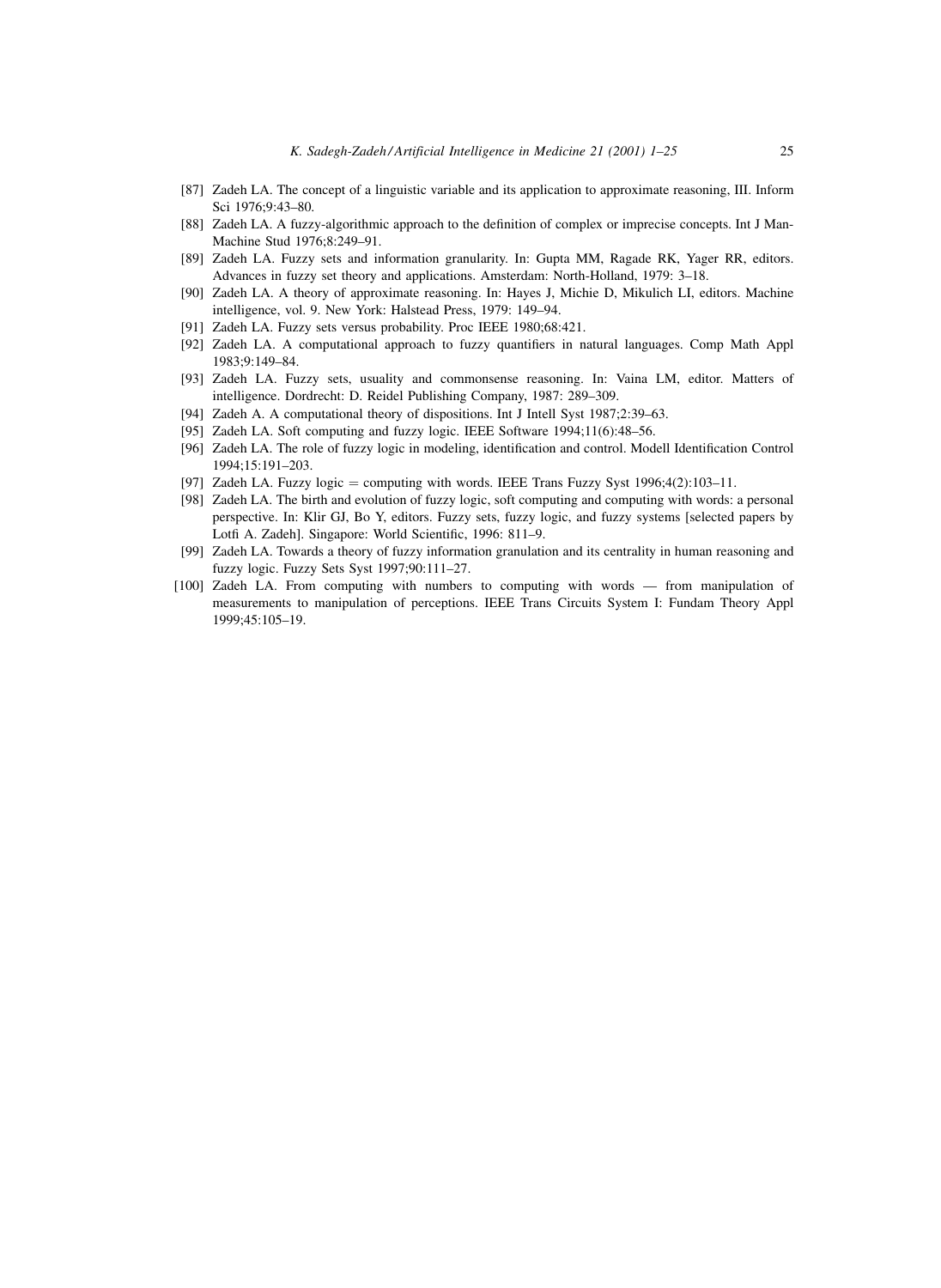[87] Zadeh LA. The concept of a linguistic variable and its application to approximate reasoning, III. Inform Sci 1976;9:43–80.

[88] Zadeh LA. A fuzzy-algorithmic approach to the definition of complex or imprecise concepts. Int J Man-Machine Stud 1976;8:249–91.

[89] Zadeh LA. Fuzzy sets and information granularity. In: Gupta MM, Ragade RK, Yager RR, editors. Advances in fuzzy set theory and applications. Amsterdam: North-Holland, 1979: 3–18.

[90] Zadeh LA. A theory of approximate reasoning. In: Hayes J, Michie D, Mikulich LI, editors. Machine intelligence, vol. 9. New York: Halstead Press, 1979: 149–94.

[91] Zadeh LA. Fuzzy sets versus probability. Proc IEEE 1980;68:421.

[92] Zadeh LA. A computational approach to fuzzy quantifiers in natural languages. Comp Math Appl 1983;9:149–84.

[93] Zadeh LA. Fuzzy sets, usuality and commonsense reasoning. In: Vaina LM, editor. Matters of intelligence. Dordrecht: D. Reidel Publishing Company, 1987: 289–309.

[94] Zadeh A. A computational theory of dispositions. Int J Intell Syst 1987;2:39–63.

[95] Zadeh LA. Soft computing and fuzzy logic. IEEE Software 1994;11(6):48–56.

[96] Zadeh LA. The role of fuzzy logic in modeling, identification and control. Modell Identification Control 1994;15:191–203.

[97] Zadeh LA. Fuzzy logic = computing with words. IEEE Trans Fuzzy Syst 1996;4(2):103–11.

[98] Zadeh LA. The birth and evolution of fuzzy logic, soft computing and computing with words: a personal perspective. In: Klir GJ, Bo Y, editors. Fuzzy sets, fuzzy logic, and fuzzy systems [selected papers by Lotfi A. Zadeh]. Singapore: World Scientific, 1996: 811–9.

[99] Zadeh LA. Towards a theory of fuzzy information granulation and its centrality in human reasoning and fuzzy logic. Fuzzy Sets Syst 1997;90:111–27.

[100] Zadeh LA. From computing with numbers to computing with words — from manipulation of measurements to manipulation of perceptions. IEEE Trans Circuits System I: Fundam Theory Appl 1999;45:105–19.